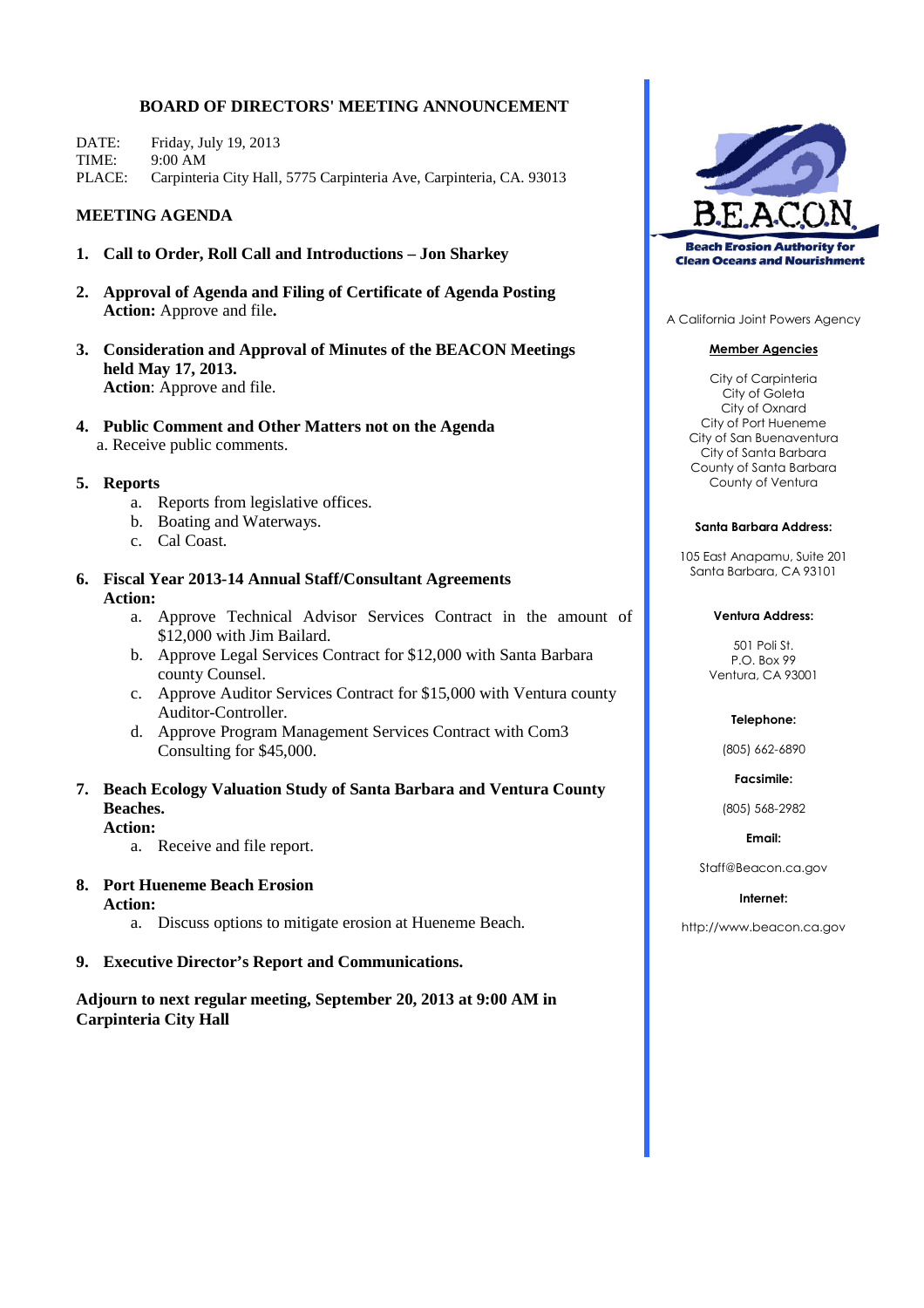# BOARD OF DIRECTORS' MEETING ANNOUNCEMENT

DATE: Friday, July 19, 2013
TIME: 9:00 AM
PLACE: Carpinteria City Hall, 5775 Carpinteria Ave, Carpinteria, CA. 93013

## MEETING AGENDA

1. **Call to Order, Roll Call and Introductions – Jon Sharkey**

2. **Approval of Agenda and Filing of Certificate of Agenda Posting**
   **Action:** Approve and file**.**

3. **Consideration and Approval of Minutes of the BEACON Meetings held May 17, 2013.**
   **Action**: Approve and file.

4. **Public Comment and Other Matters not on the Agenda**
   a. Receive public comments.

5. **Reports**
   a. Reports from legislative offices.
   b. Boating and Waterways.
   c. Cal Coast.

6. **Fiscal Year 2013-14 Annual Staff/Consultant Agreements**
   **Action:**
   a. Approve Technical Advisor Services Contract in the amount of $12,000 with Jim Bailard.
   b. Approve Legal Services Contract for $12,000 with Santa Barbara county Counsel.
   c. Approve Auditor Services Contract for $15,000 with Ventura county Auditor-Controller.
   d. Approve Program Management Services Contract with Com3 Consulting for $45,000.

7. **Beach Ecology Valuation Study of Santa Barbara and Ventura County Beaches.**
   **Action:**
   a. Receive and file report.

8. **Port Hueneme Beach Erosion**
   **Action:**
   a. Discuss options to mitigate erosion at Hueneme Beach.

9. **Executive Director's Report and Communications.**

**Adjourn to next regular meeting, September 20, 2013 at 9:00 AM in Carpinteria City Hall**

---

**BEACON**
**Beach Erosion Authority for Clean Oceans and Nourishment**

A California Joint Powers Agency

**Member Agencies**

City of Carpinteria
City of Goleta
City of Oxnard
City of Port Hueneme
City of San Buenaventura
City of Santa Barbara
County of Santa Barbara
County of Ventura

**Santa Barbara Address:**

105 East Anapamu, Suite 201
Santa Barbara, CA 93101

**Ventura Address:**

501 Poli St.
P.O. Box 99
Ventura, CA 93001

**Telephone:**

(805) 662-6890

**Facsimile:**

(805) 568-2982

**Email:**

Staff@Beacon.ca.gov

**Internet:**

http://www.beacon.ca.gov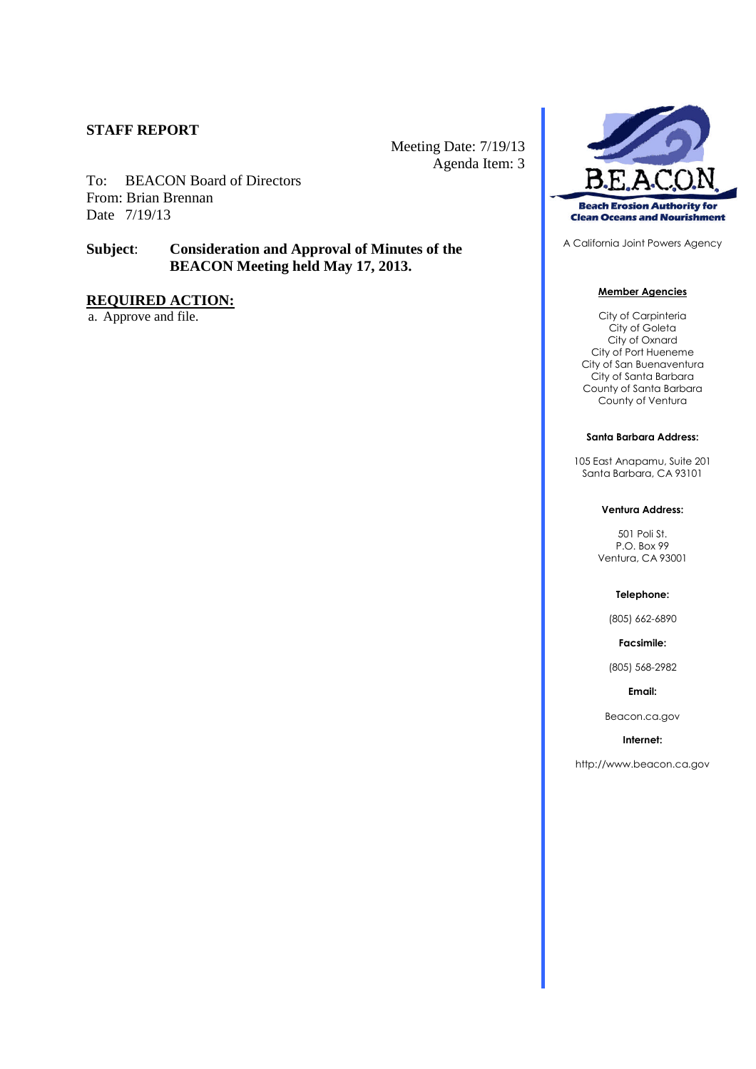**STAFF REPORT**

Meeting Date: 7/19/13
Agenda Item: 3

To: BEACON Board of Directors
From: Brian Brennan
Date 7/19/13

**Subject**: **Consideration and Approval of Minutes of the BEACON Meeting held May 17, 2013.**

**REQUIRED ACTION:**

a. Approve and file.

B.E.A.C.O.N.

**Beach Erosion Authority for Clean Oceans and Nourishment**

A California Joint Powers Agency

**Member Agencies**

City of Carpinteria
City of Goleta
City of Oxnard
City of Port Hueneme
City of San Buenaventura
City of Santa Barbara
County of Santa Barbara
County of Ventura

**Santa Barbara Address:**

105 East Anapamu, Suite 201
Santa Barbara, CA 93101

**Ventura Address:**

501 Poli St.
P.O. Box 99
Ventura, CA 93001

**Telephone:**

(805) 662-6890

**Facsimile:**

(805) 568-2982

**Email:**

Beacon.ca.gov

**Internet:**

http://www.beacon.ca.gov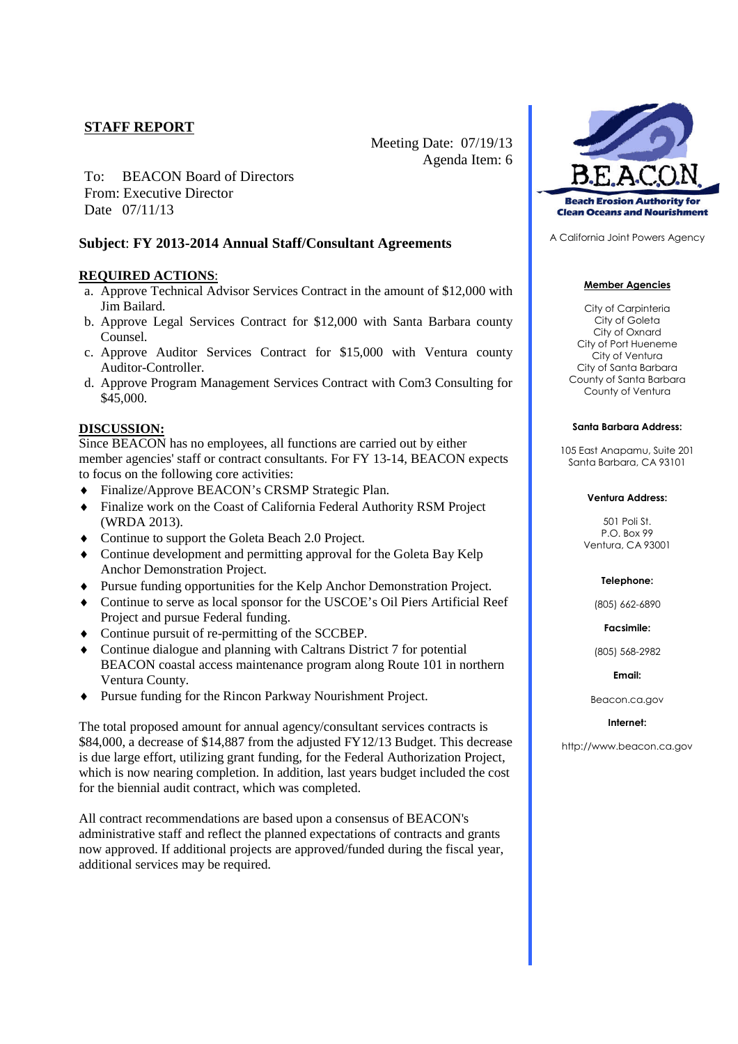**STAFF REPORT**

Meeting Date: 07/19/13
Agenda Item: 6

To: BEACON Board of Directors
From: Executive Director
Date 07/11/13

## Subject: FY 2013-2014 Annual Staff/Consultant Agreements

**REQUIRED ACTIONS**:

a. Approve Technical Advisor Services Contract in the amount of $12,000 with Jim Bailard.
b. Approve Legal Services Contract for $12,000 with Santa Barbara county Counsel.
c. Approve Auditor Services Contract for $15,000 with Ventura county Auditor-Controller.
d. Approve Program Management Services Contract with Com3 Consulting for $45,000.

**DISCUSSION:**

Since BEACON has no employees, all functions are carried out by either member agencies' staff or contract consultants. For FY 13-14, BEACON expects to focus on the following core activities:

- Finalize/Approve BEACON's CRSMP Strategic Plan.
- Finalize work on the Coast of California Federal Authority RSM Project (WRDA 2013).
- Continue to support the Goleta Beach 2.0 Project.
- Continue development and permitting approval for the Goleta Bay Kelp Anchor Demonstration Project.
- Pursue funding opportunities for the Kelp Anchor Demonstration Project.
- Continue to serve as local sponsor for the USCOE's Oil Piers Artificial Reef Project and pursue Federal funding.
- Continue pursuit of re-permitting of the SCCBEP.
- Continue dialogue and planning with Caltrans District 7 for potential BEACON coastal access maintenance program along Route 101 in northern Ventura County.
- Pursue funding for the Rincon Parkway Nourishment Project.

The total proposed amount for annual agency/consultant services contracts is $84,000, a decrease of $14,887 from the adjusted FY12/13 Budget. This decrease is due large effort, utilizing grant funding, for the Federal Authorization Project, which is now nearing completion. In addition, last years budget included the cost for the biennial audit contract, which was completed.

All contract recommendations are based upon a consensus of BEACON's administrative staff and reflect the planned expectations of contracts and grants now approved. If additional projects are approved/funded during the fiscal year, additional services may be required.

B.E.A.C.O.N.
Beach Erosion Authority for Clean Oceans and Nourishment

A California Joint Powers Agency

**Member Agencies**

City of Carpinteria
City of Goleta
City of Oxnard
City of Port Hueneme
City of Ventura
City of Santa Barbara
County of Santa Barbara
County of Ventura

**Santa Barbara Address:**

105 East Anapamu, Suite 201
Santa Barbara, CA 93101

**Ventura Address:**

501 Poli St.
P.O. Box 99
Ventura, CA 93001

**Telephone:**

(805) 662-6890

**Facsimile:**

(805) 568-2982

**Email:**

Beacon.ca.gov

**Internet:**

http://www.beacon.ca.gov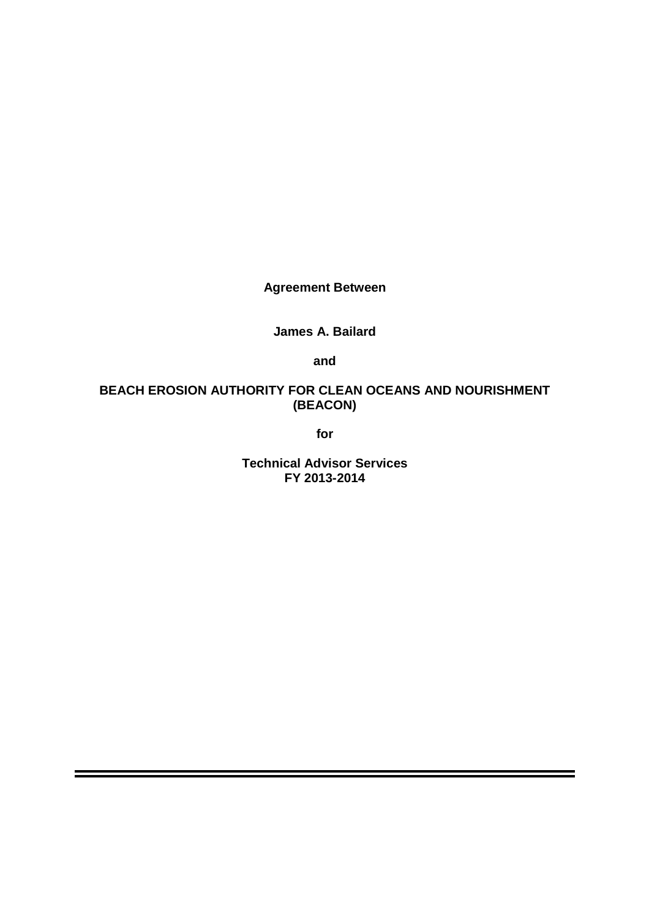**Agreement Between**

**James A. Bailard**

**and**

**BEACH EROSION AUTHORITY FOR CLEAN OCEANS AND NOURISHMENT (BEACON)**

**for**

**Technical Advisor Services**
**FY 2013-2014**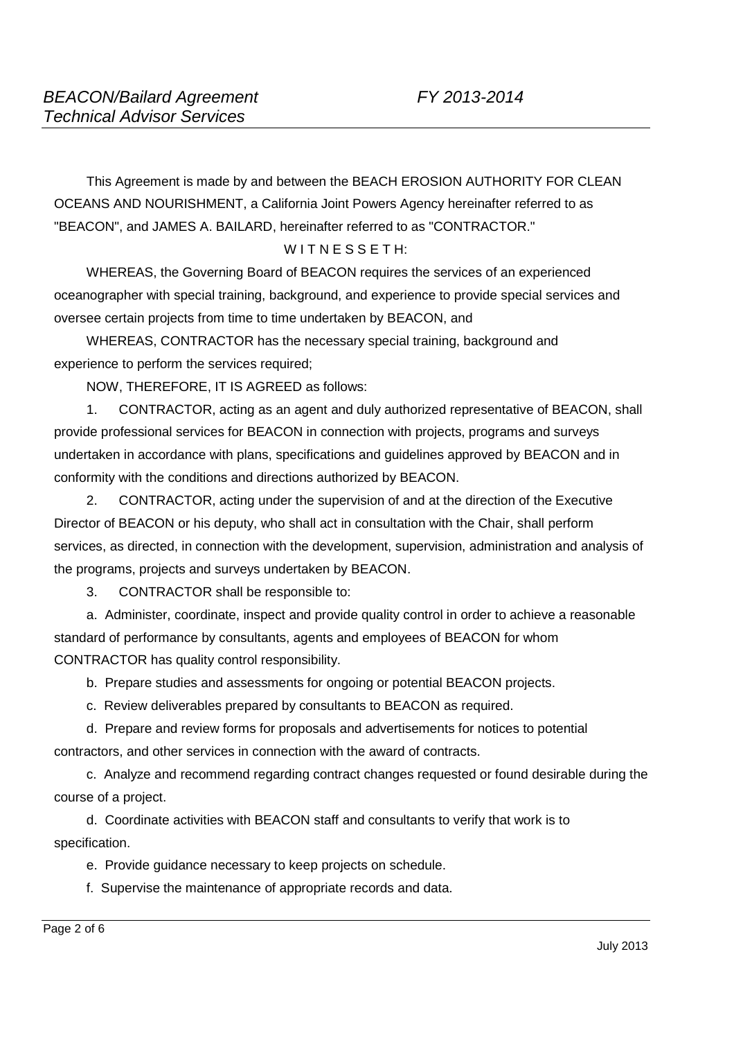This Agreement is made by and between the BEACH EROSION AUTHORITY FOR CLEAN OCEANS AND NOURISHMENT, a California Joint Powers Agency hereinafter referred to as "BEACON", and JAMES A. BAILARD, hereinafter referred to as "CONTRACTOR."

W I T N E S S E T H:

WHEREAS, the Governing Board of BEACON requires the services of an experienced oceanographer with special training, background, and experience to provide special services and oversee certain projects from time to time undertaken by BEACON, and

WHEREAS, CONTRACTOR has the necessary special training, background and experience to perform the services required;

NOW, THEREFORE, IT IS AGREED as follows:

1. CONTRACTOR, acting as an agent and duly authorized representative of BEACON, shall provide professional services for BEACON in connection with projects, programs and surveys undertaken in accordance with plans, specifications and guidelines approved by BEACON and in conformity with the conditions and directions authorized by BEACON.

2. CONTRACTOR, acting under the supervision of and at the direction of the Executive Director of BEACON or his deputy, who shall act in consultation with the Chair, shall perform services, as directed, in connection with the development, supervision, administration and analysis of the programs, projects and surveys undertaken by BEACON.

3. CONTRACTOR shall be responsible to:

a. Administer, coordinate, inspect and provide quality control in order to achieve a reasonable standard of performance by consultants, agents and employees of BEACON for whom CONTRACTOR has quality control responsibility.

b. Prepare studies and assessments for ongoing or potential BEACON projects.

c. Review deliverables prepared by consultants to BEACON as required.

d. Prepare and review forms for proposals and advertisements for notices to potential contractors, and other services in connection with the award of contracts.

c. Analyze and recommend regarding contract changes requested or found desirable during the course of a project.

d. Coordinate activities with BEACON staff and consultants to verify that work is to specification.

e. Provide guidance necessary to keep projects on schedule.

f. Supervise the maintenance of appropriate records and data.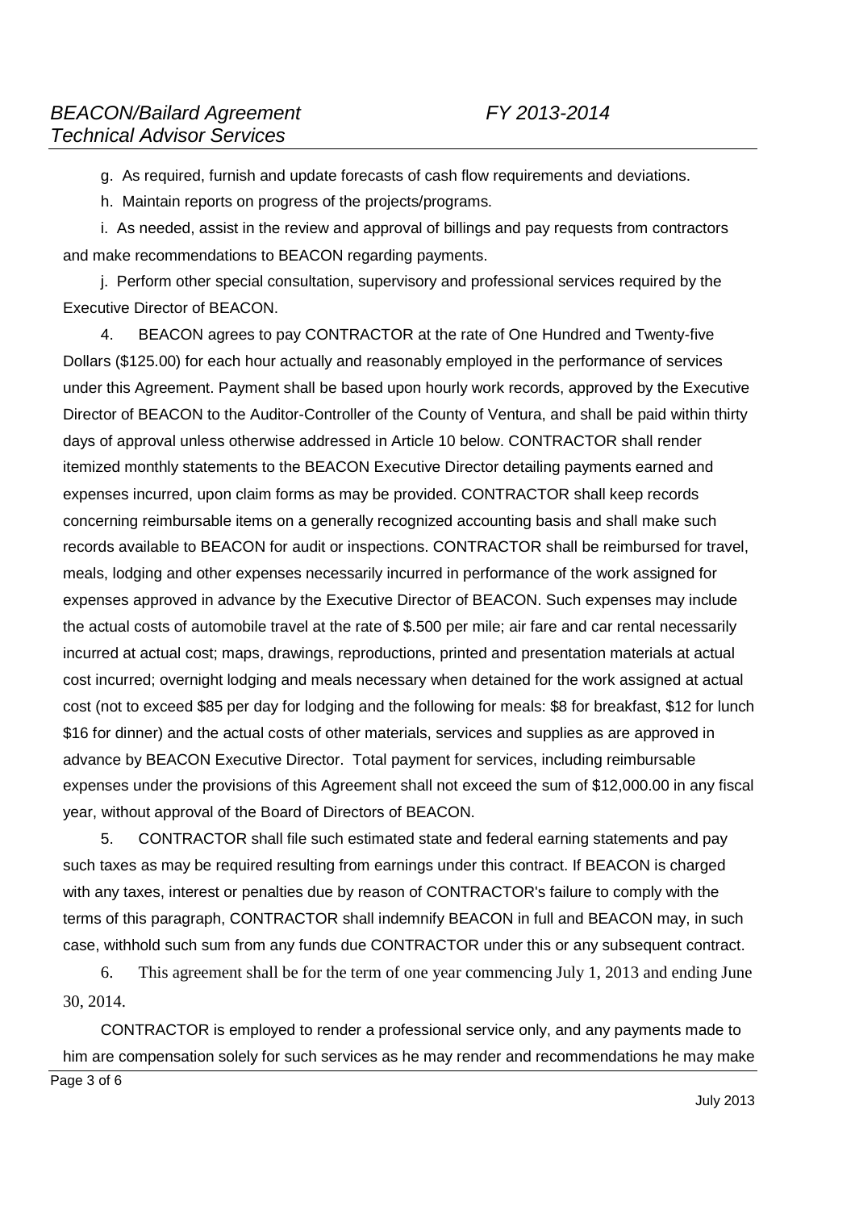g. As required, furnish and update forecasts of cash flow requirements and deviations.

h. Maintain reports on progress of the projects/programs.

i. As needed, assist in the review and approval of billings and pay requests from contractors and make recommendations to BEACON regarding payments.

j. Perform other special consultation, supervisory and professional services required by the Executive Director of BEACON.

4. BEACON agrees to pay CONTRACTOR at the rate of One Hundred and Twenty-five Dollars ($125.00) for each hour actually and reasonably employed in the performance of services under this Agreement. Payment shall be based upon hourly work records, approved by the Executive Director of BEACON to the Auditor-Controller of the County of Ventura, and shall be paid within thirty days of approval unless otherwise addressed in Article 10 below. CONTRACTOR shall render itemized monthly statements to the BEACON Executive Director detailing payments earned and expenses incurred, upon claim forms as may be provided. CONTRACTOR shall keep records concerning reimbursable items on a generally recognized accounting basis and shall make such records available to BEACON for audit or inspections. CONTRACTOR shall be reimbursed for travel, meals, lodging and other expenses necessarily incurred in performance of the work assigned for expenses approved in advance by the Executive Director of BEACON. Such expenses may include the actual costs of automobile travel at the rate of $.500 per mile; air fare and car rental necessarily incurred at actual cost; maps, drawings, reproductions, printed and presentation materials at actual cost incurred; overnight lodging and meals necessary when detained for the work assigned at actual cost (not to exceed $85 per day for lodging and the following for meals: $8 for breakfast, $12 for lunch $16 for dinner) and the actual costs of other materials, services and supplies as are approved in advance by BEACON Executive Director. Total payment for services, including reimbursable expenses under the provisions of this Agreement shall not exceed the sum of $12,000.00 in any fiscal year, without approval of the Board of Directors of BEACON.

5. CONTRACTOR shall file such estimated state and federal earning statements and pay such taxes as may be required resulting from earnings under this contract. If BEACON is charged with any taxes, interest or penalties due by reason of CONTRACTOR's failure to comply with the terms of this paragraph, CONTRACTOR shall indemnify BEACON in full and BEACON may, in such case, withhold such sum from any funds due CONTRACTOR under this or any subsequent contract.

6. This agreement shall be for the term of one year commencing July 1, 2013 and ending June 30, 2014.

CONTRACTOR is employed to render a professional service only, and any payments made to him are compensation solely for such services as he may render and recommendations he may make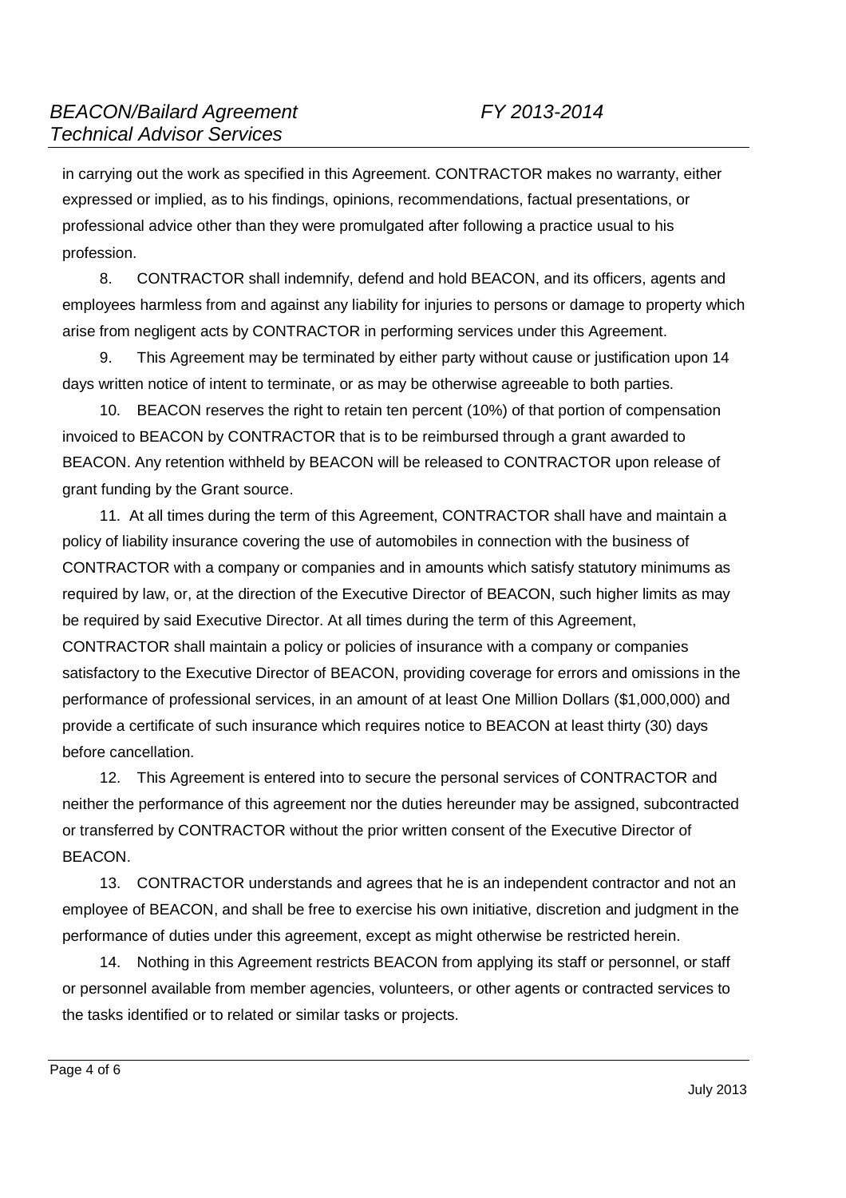in carrying out the work as specified in this Agreement. CONTRACTOR makes no warranty, either expressed or implied, as to his findings, opinions, recommendations, factual presentations, or professional advice other than they were promulgated after following a practice usual to his profession.

8. CONTRACTOR shall indemnify, defend and hold BEACON, and its officers, agents and employees harmless from and against any liability for injuries to persons or damage to property which arise from negligent acts by CONTRACTOR in performing services under this Agreement.

9. This Agreement may be terminated by either party without cause or justification upon 14 days written notice of intent to terminate, or as may be otherwise agreeable to both parties.

10. BEACON reserves the right to retain ten percent (10%) of that portion of compensation invoiced to BEACON by CONTRACTOR that is to be reimbursed through a grant awarded to BEACON. Any retention withheld by BEACON will be released to CONTRACTOR upon release of grant funding by the Grant source.

11. At all times during the term of this Agreement, CONTRACTOR shall have and maintain a policy of liability insurance covering the use of automobiles in connection with the business of CONTRACTOR with a company or companies and in amounts which satisfy statutory minimums as required by law, or, at the direction of the Executive Director of BEACON, such higher limits as may be required by said Executive Director. At all times during the term of this Agreement, CONTRACTOR shall maintain a policy or policies of insurance with a company or companies satisfactory to the Executive Director of BEACON, providing coverage for errors and omissions in the performance of professional services, in an amount of at least One Million Dollars ($1,000,000) and provide a certificate of such insurance which requires notice to BEACON at least thirty (30) days before cancellation.

12. This Agreement is entered into to secure the personal services of CONTRACTOR and neither the performance of this agreement nor the duties hereunder may be assigned, subcontracted or transferred by CONTRACTOR without the prior written consent of the Executive Director of BEACON.

13. CONTRACTOR understands and agrees that he is an independent contractor and not an employee of BEACON, and shall be free to exercise his own initiative, discretion and judgment in the performance of duties under this agreement, except as might otherwise be restricted herein.

14. Nothing in this Agreement restricts BEACON from applying its staff or personnel, or staff or personnel available from member agencies, volunteers, or other agents or contracted services to the tasks identified or to related or similar tasks or projects.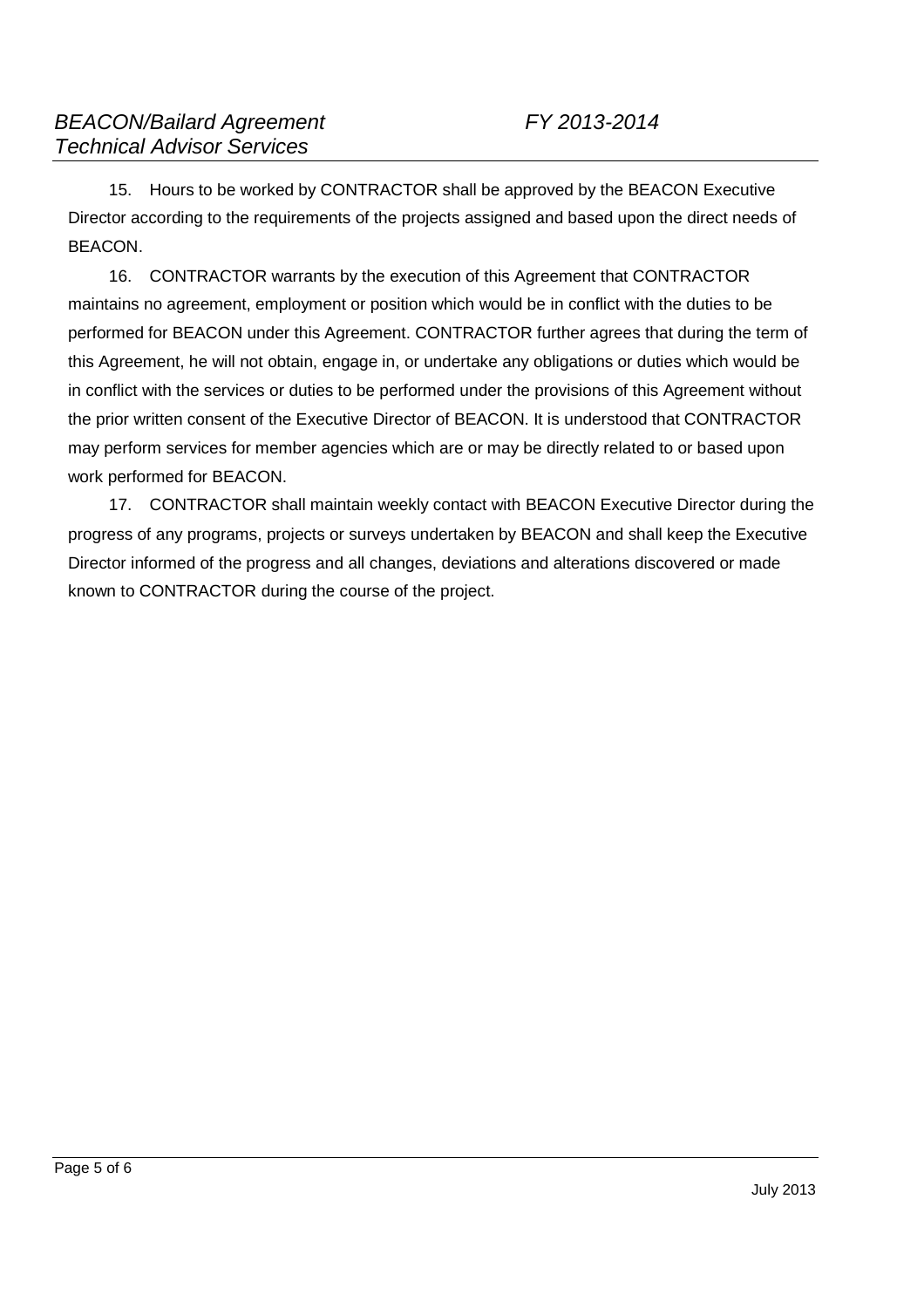15. Hours to be worked by CONTRACTOR shall be approved by the BEACON Executive Director according to the requirements of the projects assigned and based upon the direct needs of BEACON.

16. CONTRACTOR warrants by the execution of this Agreement that CONTRACTOR maintains no agreement, employment or position which would be in conflict with the duties to be performed for BEACON under this Agreement. CONTRACTOR further agrees that during the term of this Agreement, he will not obtain, engage in, or undertake any obligations or duties which would be in conflict with the services or duties to be performed under the provisions of this Agreement without the prior written consent of the Executive Director of BEACON. It is understood that CONTRACTOR may perform services for member agencies which are or may be directly related to or based upon work performed for BEACON.

17. CONTRACTOR shall maintain weekly contact with BEACON Executive Director during the progress of any programs, projects or surveys undertaken by BEACON and shall keep the Executive Director informed of the progress and all changes, deviations and alterations discovered or made known to CONTRACTOR during the course of the project.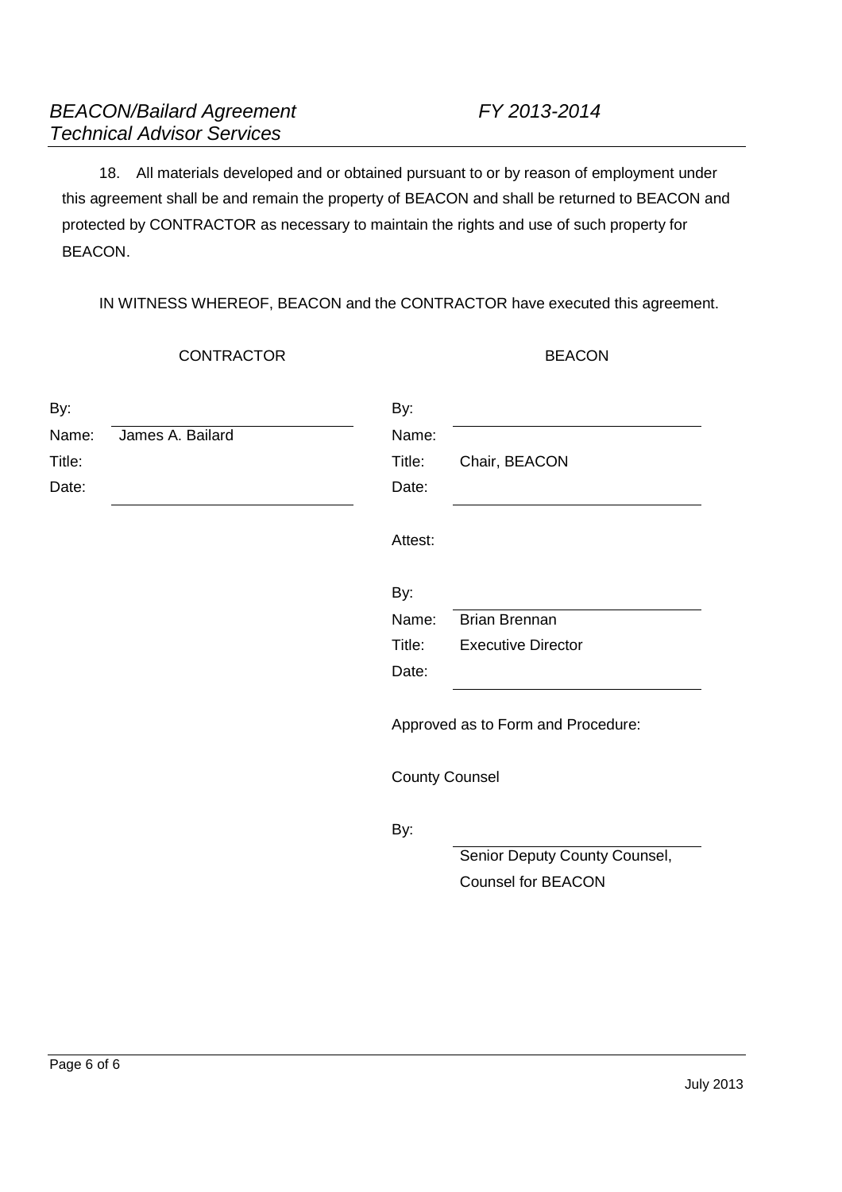18. All materials developed and or obtained pursuant to or by reason of employment under this agreement shall be and remain the property of BEACON and shall be returned to BEACON and protected by CONTRACTOR as necessary to maintain the rights and use of such property for BEACON.

IN WITNESS WHEREOF, BEACON and the CONTRACTOR have executed this agreement.

| CONTRACTOR | | BEACON | |
|---|---|---|---|
| By: | ____________________ | By: | ____________________ |
| Name: | James A. Bailard | Name: | |
| Title: | | Title: | Chair, BEACON |
| Date: | ____________________ | Date: | ____________________ |
| | | Attest: | |
| | | By: | ____________________ |
| | | Name: | Brian Brennan |
| | | Title: | Executive Director |
| | | Date: | ____________________ |

Approved as to Form and Procedure:

County Counsel

By: ____________________

Senior Deputy County Counsel,
Counsel for BEACON

July 2013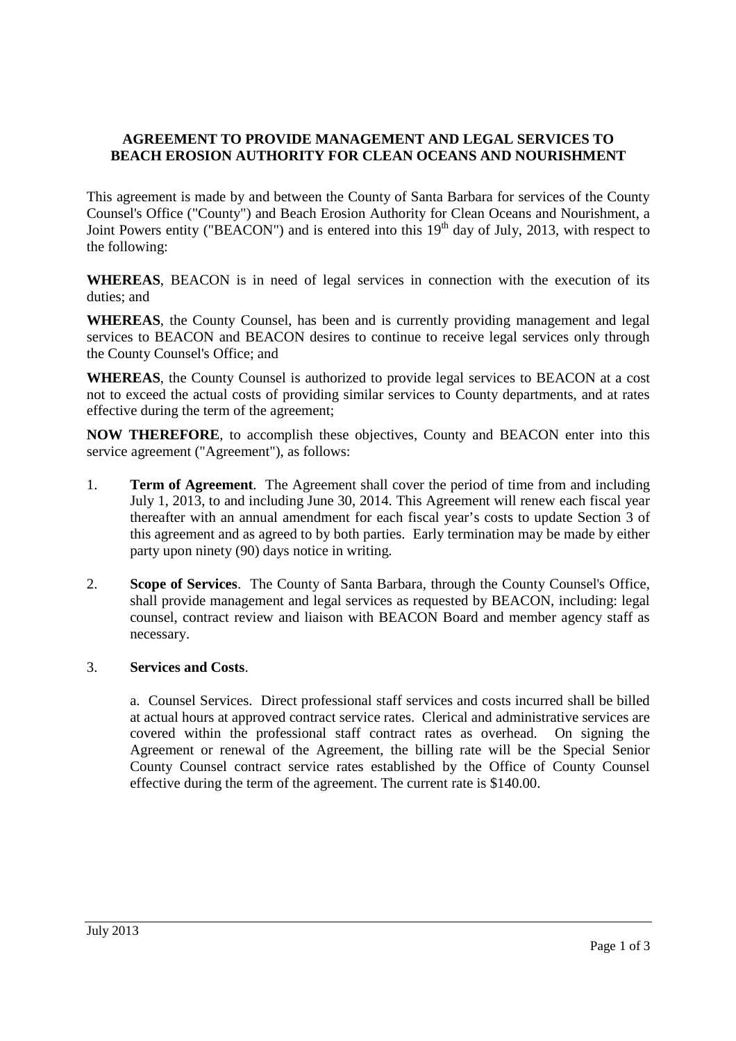**AGREEMENT TO PROVIDE MANAGEMENT AND LEGAL SERVICES TO BEACH EROSION AUTHORITY FOR CLEAN OCEANS AND NOURISHMENT**

This agreement is made by and between the County of Santa Barbara for services of the County Counsel's Office ("County") and Beach Erosion Authority for Clean Oceans and Nourishment, a Joint Powers entity ("BEACON") and is entered into this 19th day of July, 2013, with respect to the following:

**WHEREAS**, BEACON is in need of legal services in connection with the execution of its duties; and

**WHEREAS**, the County Counsel, has been and is currently providing management and legal services to BEACON and BEACON desires to continue to receive legal services only through the County Counsel's Office; and

**WHEREAS**, the County Counsel is authorized to provide legal services to BEACON at a cost not to exceed the actual costs of providing similar services to County departments, and at rates effective during the term of the agreement;

**NOW THEREFORE**, to accomplish these objectives, County and BEACON enter into this service agreement ("Agreement"), as follows:

1. **Term of Agreement**. The Agreement shall cover the period of time from and including July 1, 2013, to and including June 30, 2014. This Agreement will renew each fiscal year thereafter with an annual amendment for each fiscal year's costs to update Section 3 of this agreement and as agreed to by both parties. Early termination may be made by either party upon ninety (90) days notice in writing.

2. **Scope of Services**. The County of Santa Barbara, through the County Counsel's Office, shall provide management and legal services as requested by BEACON, including: legal counsel, contract review and liaison with BEACON Board and member agency staff as necessary.

3. **Services and Costs**.

   a. Counsel Services. Direct professional staff services and costs incurred shall be billed at actual hours at approved contract service rates. Clerical and administrative services are covered within the professional staff contract rates as overhead. On signing the Agreement or renewal of the Agreement, the billing rate will be the Special Senior County Counsel contract service rates established by the Office of County Counsel effective during the term of the agreement. The current rate is $140.00.

July 2013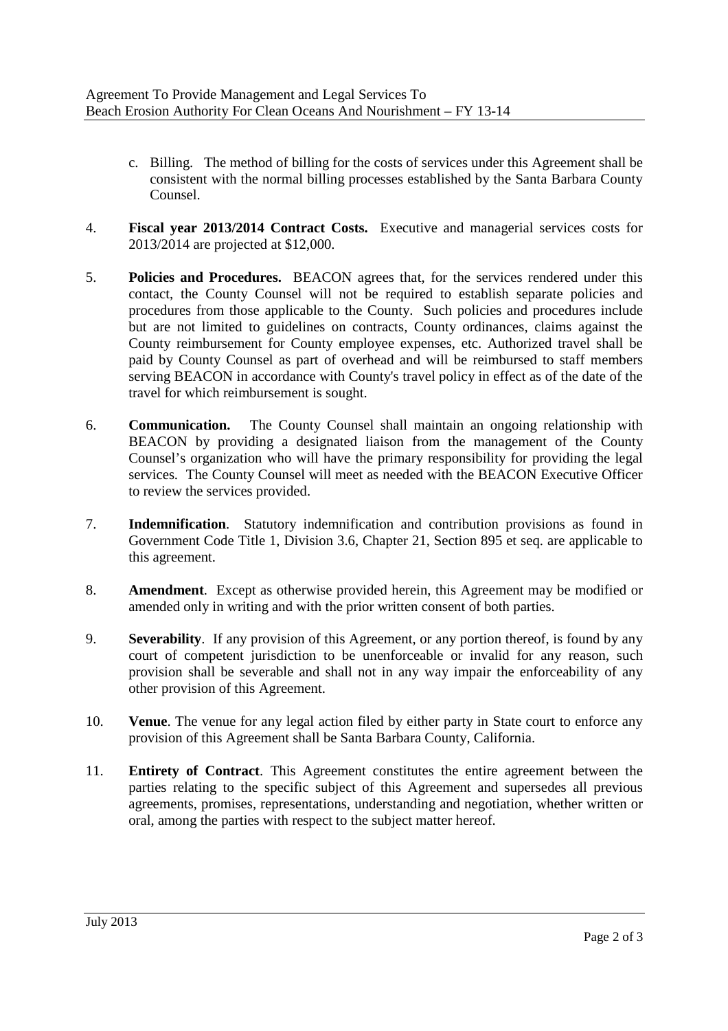c. Billing. The method of billing for the costs of services under this Agreement shall be consistent with the normal billing processes established by the Santa Barbara County Counsel.

4. **Fiscal year 2013/2014 Contract Costs.** Executive and managerial services costs for 2013/2014 are projected at $12,000.

5. **Policies and Procedures.** BEACON agrees that, for the services rendered under this contact, the County Counsel will not be required to establish separate policies and procedures from those applicable to the County. Such policies and procedures include but are not limited to guidelines on contracts, County ordinances, claims against the County reimbursement for County employee expenses, etc. Authorized travel shall be paid by County Counsel as part of overhead and will be reimbursed to staff members serving BEACON in accordance with County's travel policy in effect as of the date of the travel for which reimbursement is sought.

6. **Communication.** The County Counsel shall maintain an ongoing relationship with BEACON by providing a designated liaison from the management of the County Counsel's organization who will have the primary responsibility for providing the legal services. The County Counsel will meet as needed with the BEACON Executive Officer to review the services provided.

7. **Indemnification**. Statutory indemnification and contribution provisions as found in Government Code Title 1, Division 3.6, Chapter 21, Section 895 et seq. are applicable to this agreement.

8. **Amendment**. Except as otherwise provided herein, this Agreement may be modified or amended only in writing and with the prior written consent of both parties.

9. **Severability**. If any provision of this Agreement, or any portion thereof, is found by any court of competent jurisdiction to be unenforceable or invalid for any reason, such provision shall be severable and shall not in any way impair the enforceability of any other provision of this Agreement.

10. **Venue**. The venue for any legal action filed by either party in State court to enforce any provision of this Agreement shall be Santa Barbara County, California.

11. **Entirety of Contract**. This Agreement constitutes the entire agreement between the parties relating to the specific subject of this Agreement and supersedes all previous agreements, promises, representations, understanding and negotiation, whether written or oral, among the parties with respect to the subject matter hereof.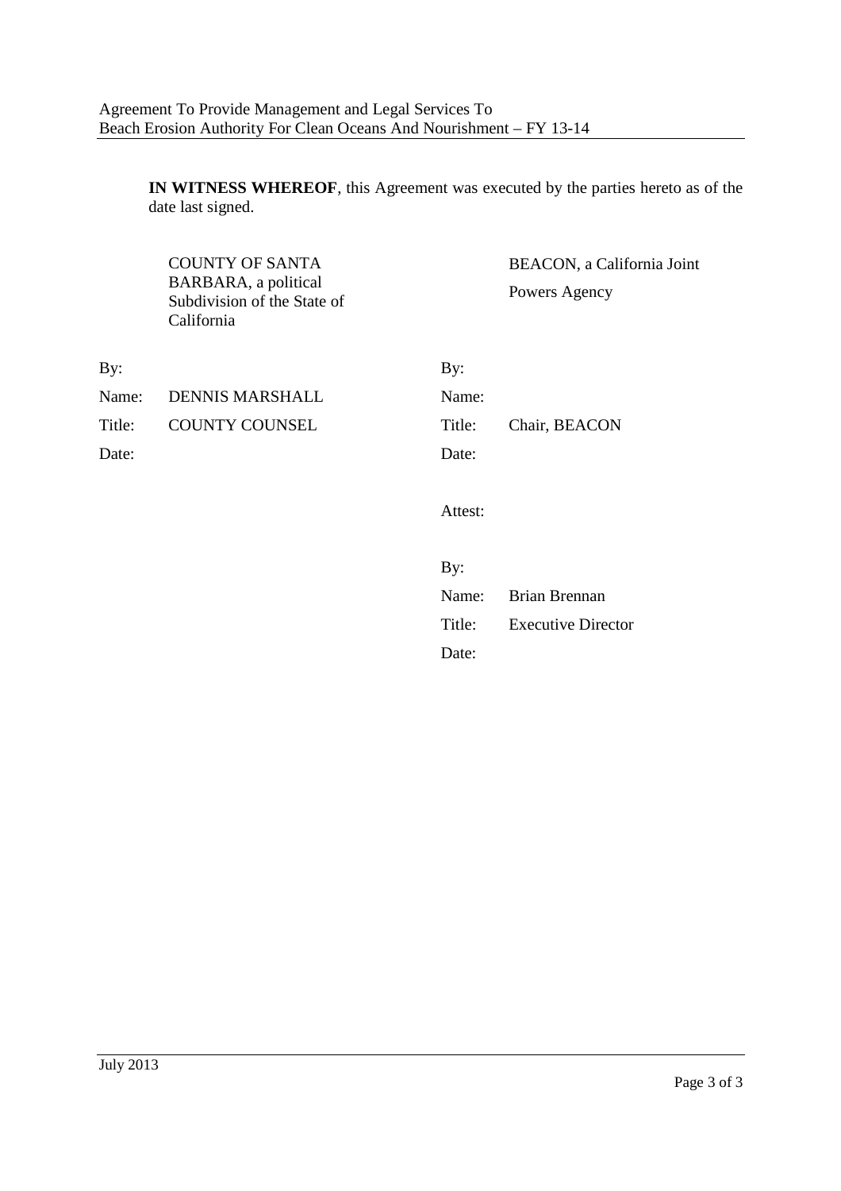**IN WITNESS WHEREOF**, this Agreement was executed by the parties hereto as of the date last signed.

| COUNTY OF SANTA BARBARA, a political Subdivision of the State of California | | BEACON, a California Joint Powers Agency | |
|---|---|---|---|
| By: | | By: | |
| Name: | DENNIS MARSHALL | Name: | |
| Title: | COUNTY COUNSEL | Title: | Chair, BEACON |
| Date: | | Date: | |
| | | Attest: | |
| | | By: | |
| | | Name: | Brian Brennan |
| | | Title: | Executive Director |
| | | Date: | |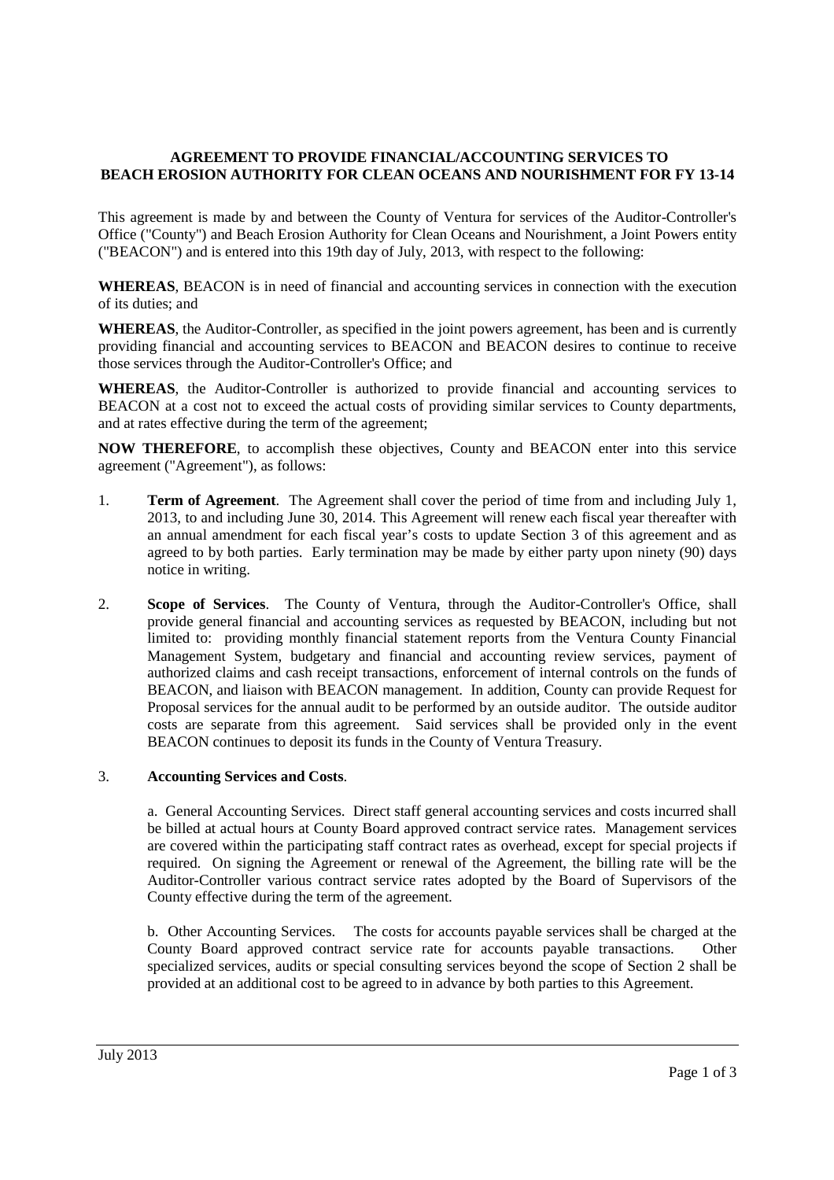**AGREEMENT TO PROVIDE FINANCIAL/ACCOUNTING SERVICES TO BEACH EROSION AUTHORITY FOR CLEAN OCEANS AND NOURISHMENT FOR FY 13-14**

This agreement is made by and between the County of Ventura for services of the Auditor-Controller's Office ("County") and Beach Erosion Authority for Clean Oceans and Nourishment, a Joint Powers entity ("BEACON") and is entered into this 19th day of July, 2013, with respect to the following:

**WHEREAS**, BEACON is in need of financial and accounting services in connection with the execution of its duties; and

**WHEREAS**, the Auditor-Controller, as specified in the joint powers agreement, has been and is currently providing financial and accounting services to BEACON and BEACON desires to continue to receive those services through the Auditor-Controller's Office; and

**WHEREAS**, the Auditor-Controller is authorized to provide financial and accounting services to BEACON at a cost not to exceed the actual costs of providing similar services to County departments, and at rates effective during the term of the agreement;

**NOW THEREFORE**, to accomplish these objectives, County and BEACON enter into this service agreement ("Agreement"), as follows:

1. **Term of Agreement**. The Agreement shall cover the period of time from and including July 1, 2013, to and including June 30, 2014. This Agreement will renew each fiscal year thereafter with an annual amendment for each fiscal year's costs to update Section 3 of this agreement and as agreed to by both parties. Early termination may be made by either party upon ninety (90) days notice in writing.

2. **Scope of Services**. The County of Ventura, through the Auditor-Controller's Office, shall provide general financial and accounting services as requested by BEACON, including but not limited to: providing monthly financial statement reports from the Ventura County Financial Management System, budgetary and financial and accounting review services, payment of authorized claims and cash receipt transactions, enforcement of internal controls on the funds of BEACON, and liaison with BEACON management. In addition, County can provide Request for Proposal services for the annual audit to be performed by an outside auditor. The outside auditor costs are separate from this agreement. Said services shall be provided only in the event BEACON continues to deposit its funds in the County of Ventura Treasury.

3. **Accounting Services and Costs**.

   a. General Accounting Services. Direct staff general accounting services and costs incurred shall be billed at actual hours at County Board approved contract service rates. Management services are covered within the participating staff contract rates as overhead, except for special projects if required. On signing the Agreement or renewal of the Agreement, the billing rate will be the Auditor-Controller various contract service rates adopted by the Board of Supervisors of the County effective during the term of the agreement.

   b. Other Accounting Services. The costs for accounts payable services shall be charged at the County Board approved contract service rate for accounts payable transactions. Other specialized services, audits or special consulting services beyond the scope of Section 2 shall be provided at an additional cost to be agreed to in advance by both parties to this Agreement.

July 2013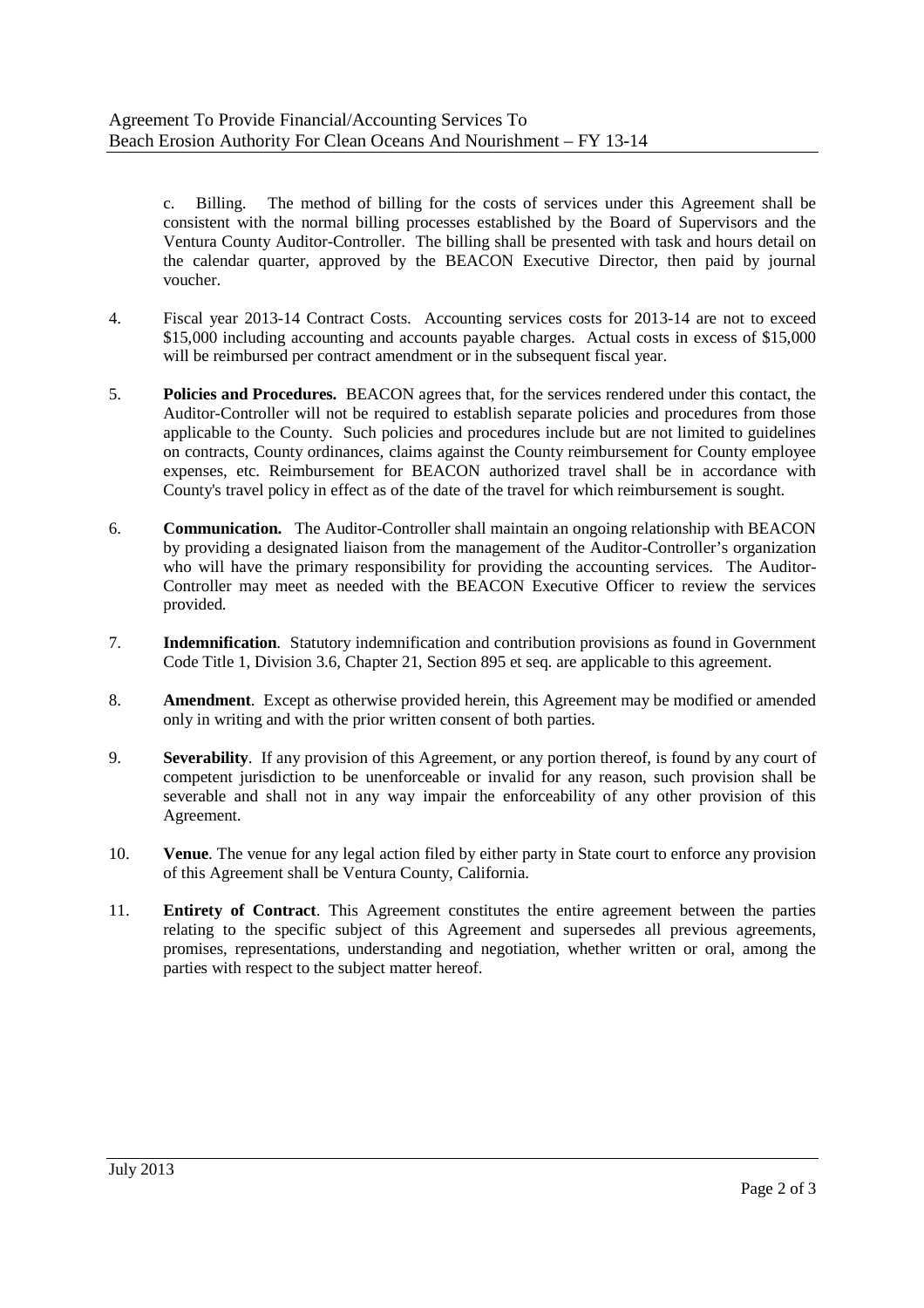c. Billing. The method of billing for the costs of services under this Agreement shall be consistent with the normal billing processes established by the Board of Supervisors and the Ventura County Auditor-Controller. The billing shall be presented with task and hours detail on the calendar quarter, approved by the BEACON Executive Director, then paid by journal voucher.

4. Fiscal year 2013-14 Contract Costs. Accounting services costs for 2013-14 are not to exceed $15,000 including accounting and accounts payable charges. Actual costs in excess of $15,000 will be reimbursed per contract amendment or in the subsequent fiscal year.

5. **Policies and Procedures.** BEACON agrees that, for the services rendered under this contact, the Auditor-Controller will not be required to establish separate policies and procedures from those applicable to the County. Such policies and procedures include but are not limited to guidelines on contracts, County ordinances, claims against the County reimbursement for County employee expenses, etc. Reimbursement for BEACON authorized travel shall be in accordance with County's travel policy in effect as of the date of the travel for which reimbursement is sought.

6. **Communication.** The Auditor-Controller shall maintain an ongoing relationship with BEACON by providing a designated liaison from the management of the Auditor-Controller's organization who will have the primary responsibility for providing the accounting services. The Auditor-Controller may meet as needed with the BEACON Executive Officer to review the services provided.

7. **Indemnification**. Statutory indemnification and contribution provisions as found in Government Code Title 1, Division 3.6, Chapter 21, Section 895 et seq. are applicable to this agreement.

8. **Amendment**. Except as otherwise provided herein, this Agreement may be modified or amended only in writing and with the prior written consent of both parties.

9. **Severability**. If any provision of this Agreement, or any portion thereof, is found by any court of competent jurisdiction to be unenforceable or invalid for any reason, such provision shall be severable and shall not in any way impair the enforceability of any other provision of this Agreement.

10. **Venue**. The venue for any legal action filed by either party in State court to enforce any provision of this Agreement shall be Ventura County, California.

11. **Entirety of Contract**. This Agreement constitutes the entire agreement between the parties relating to the specific subject of this Agreement and supersedes all previous agreements, promises, representations, understanding and negotiation, whether written or oral, among the parties with respect to the subject matter hereof.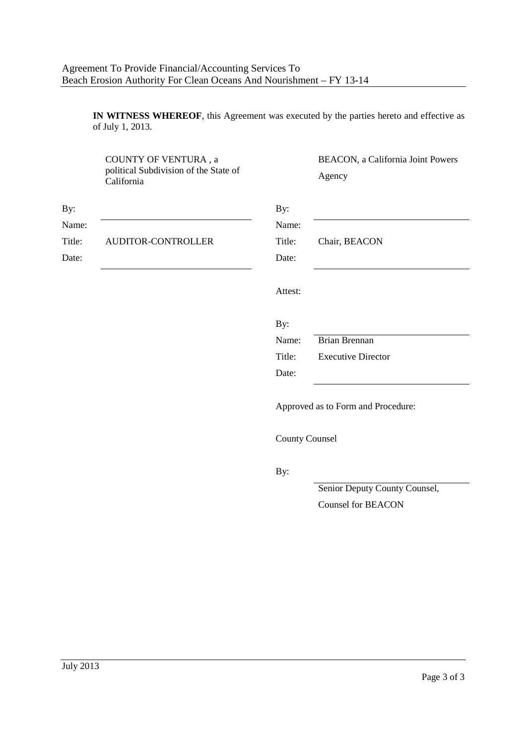**IN WITNESS WHEREOF**, this Agreement was executed by the parties hereto and effective as of July 1, 2013.

| COUNTY OF VENTURA , a political Subdivision of the State of California | | BEACON, a California Joint Powers Agency | |
|---|---|---|---|
| By: | \_\_\_\_\_\_\_\_\_\_\_\_\_\_\_\_\_\_\_\_\_\_\_\_ | By: | \_\_\_\_\_\_\_\_\_\_\_\_\_\_\_\_\_\_\_\_\_\_\_\_ |
| Name: | | Name: | |
| Title: | AUDITOR-CONTROLLER | Title: | Chair, BEACON |
| Date: | \_\_\_\_\_\_\_\_\_\_\_\_\_\_\_\_\_\_\_\_\_\_\_\_ | Date: | \_\_\_\_\_\_\_\_\_\_\_\_\_\_\_\_\_\_\_\_\_\_\_\_ |

Attest:

By: \_\_\_\_\_\_\_\_\_\_\_\_\_\_\_\_\_\_\_\_\_\_\_\_

Name: Brian Brennan

Title: Executive Director

Date: \_\_\_\_\_\_\_\_\_\_\_\_\_\_\_\_\_\_\_\_\_\_\_\_

Approved as to Form and Procedure:

County Counsel

By: \_\_\_\_\_\_\_\_\_\_\_\_\_\_\_\_\_\_\_\_\_\_\_\_

Senior Deputy County Counsel,
Counsel for BEACON

July 2013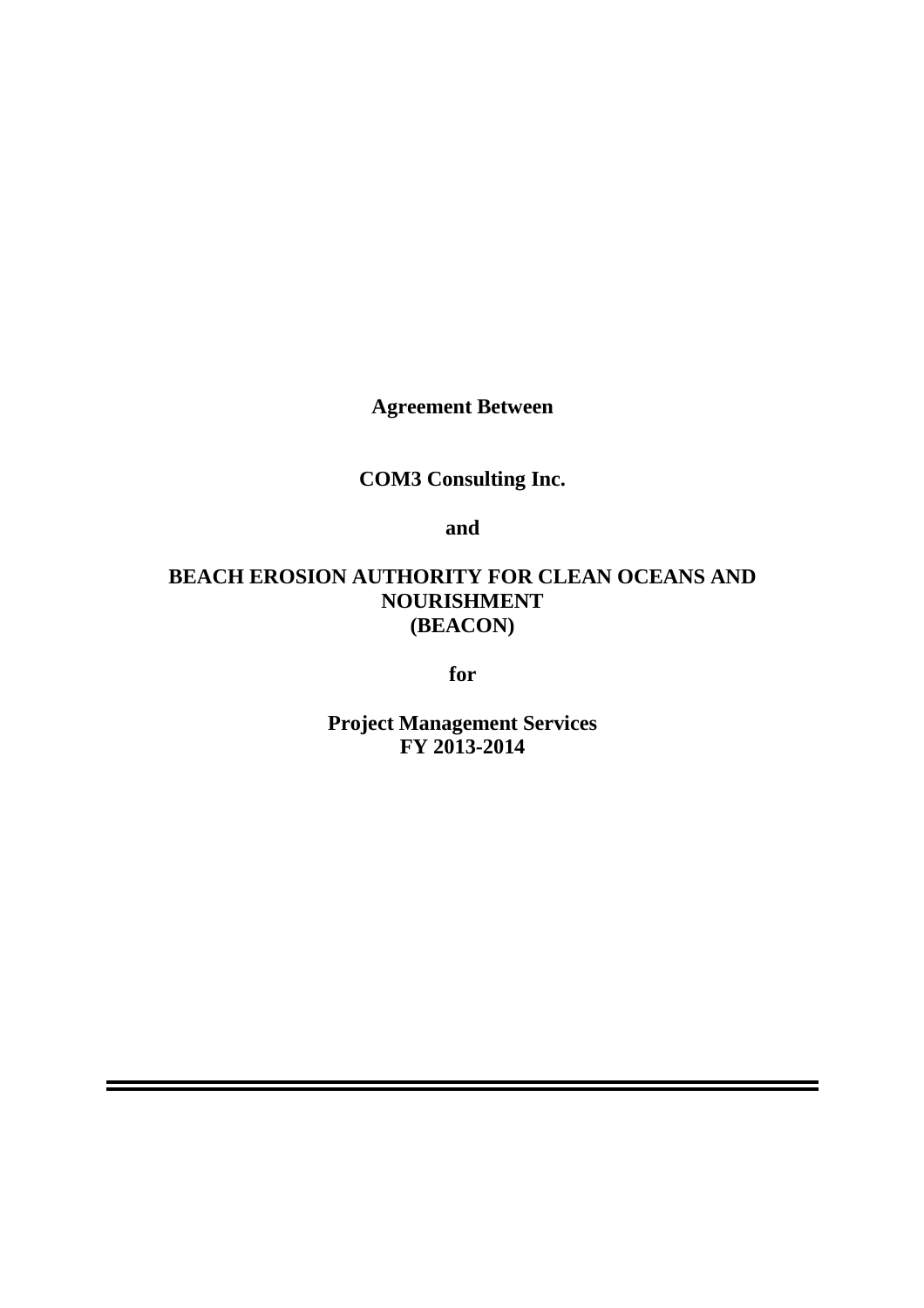**Agreement Between**

**COM3 Consulting Inc.**

**and**

**BEACH EROSION AUTHORITY FOR CLEAN OCEANS AND NOURISHMENT**
**(BEACON)**

**for**

**Project Management Services**
**FY 2013-2014**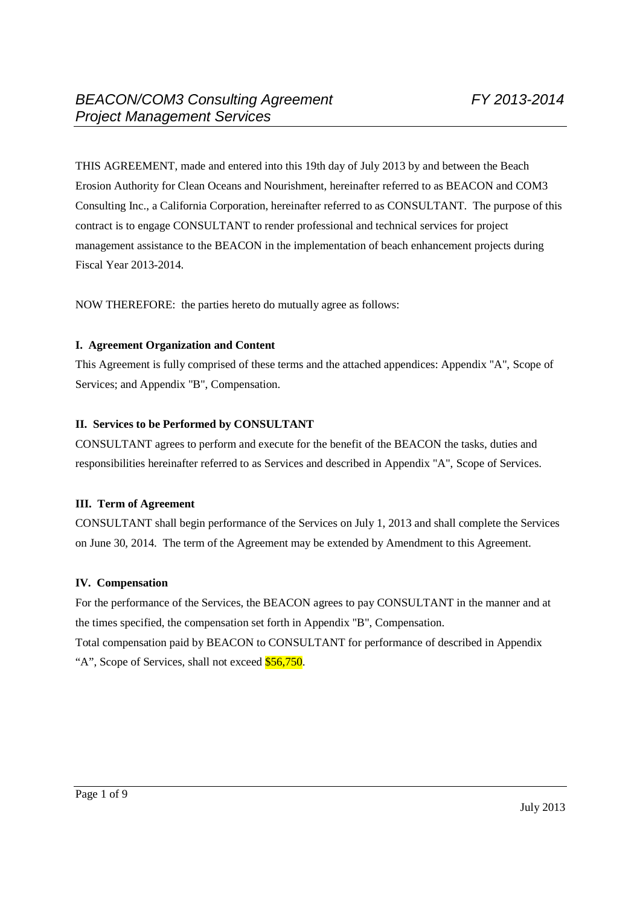THIS AGREEMENT, made and entered into this 19th day of July 2013 by and between the Beach Erosion Authority for Clean Oceans and Nourishment, hereinafter referred to as BEACON and COM3 Consulting Inc., a California Corporation, hereinafter referred to as CONSULTANT. The purpose of this contract is to engage CONSULTANT to render professional and technical services for project management assistance to the BEACON in the implementation of beach enhancement projects during Fiscal Year 2013-2014.

NOW THEREFORE: the parties hereto do mutually agree as follows:

**I. Agreement Organization and Content**

This Agreement is fully comprised of these terms and the attached appendices: Appendix "A", Scope of Services; and Appendix "B", Compensation.

**II. Services to be Performed by CONSULTANT**

CONSULTANT agrees to perform and execute for the benefit of the BEACON the tasks, duties and responsibilities hereinafter referred to as Services and described in Appendix "A", Scope of Services.

**III. Term of Agreement**

CONSULTANT shall begin performance of the Services on July 1, 2013 and shall complete the Services on June 30, 2014. The term of the Agreement may be extended by Amendment to this Agreement.

**IV. Compensation**

For the performance of the Services, the BEACON agrees to pay CONSULTANT in the manner and at the times specified, the compensation set forth in Appendix "B", Compensation.

Total compensation paid by BEACON to CONSULTANT for performance of described in Appendix "A", Scope of Services, shall not exceed $56,750.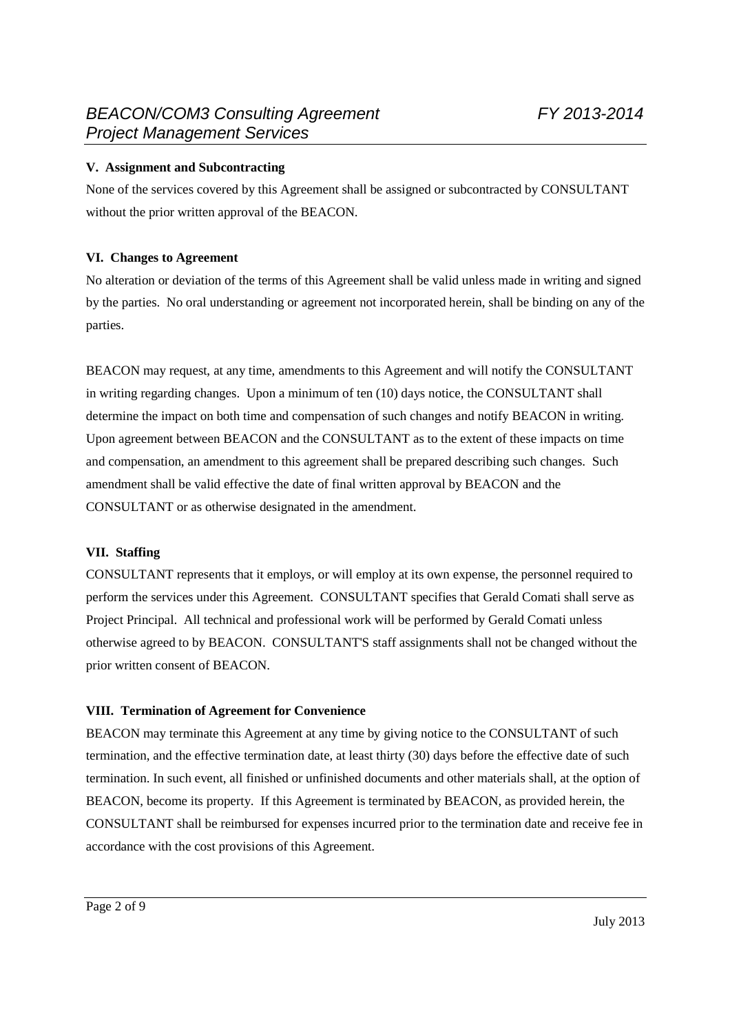### V. Assignment and Subcontracting

None of the services covered by this Agreement shall be assigned or subcontracted by CONSULTANT without the prior written approval of the BEACON.

### VI. Changes to Agreement

No alteration or deviation of the terms of this Agreement shall be valid unless made in writing and signed by the parties. No oral understanding or agreement not incorporated herein, shall be binding on any of the parties.

BEACON may request, at any time, amendments to this Agreement and will notify the CONSULTANT in writing regarding changes. Upon a minimum of ten (10) days notice, the CONSULTANT shall determine the impact on both time and compensation of such changes and notify BEACON in writing. Upon agreement between BEACON and the CONSULTANT as to the extent of these impacts on time and compensation, an amendment to this agreement shall be prepared describing such changes. Such amendment shall be valid effective the date of final written approval by BEACON and the CONSULTANT or as otherwise designated in the amendment.

### VII. Staffing

CONSULTANT represents that it employs, or will employ at its own expense, the personnel required to perform the services under this Agreement. CONSULTANT specifies that Gerald Comati shall serve as Project Principal. All technical and professional work will be performed by Gerald Comati unless otherwise agreed to by BEACON. CONSULTANT'S staff assignments shall not be changed without the prior written consent of BEACON.

### VIII. Termination of Agreement for Convenience

BEACON may terminate this Agreement at any time by giving notice to the CONSULTANT of such termination, and the effective termination date, at least thirty (30) days before the effective date of such termination. In such event, all finished or unfinished documents and other materials shall, at the option of BEACON, become its property. If this Agreement is terminated by BEACON, as provided herein, the CONSULTANT shall be reimbursed for expenses incurred prior to the termination date and receive fee in accordance with the cost provisions of this Agreement.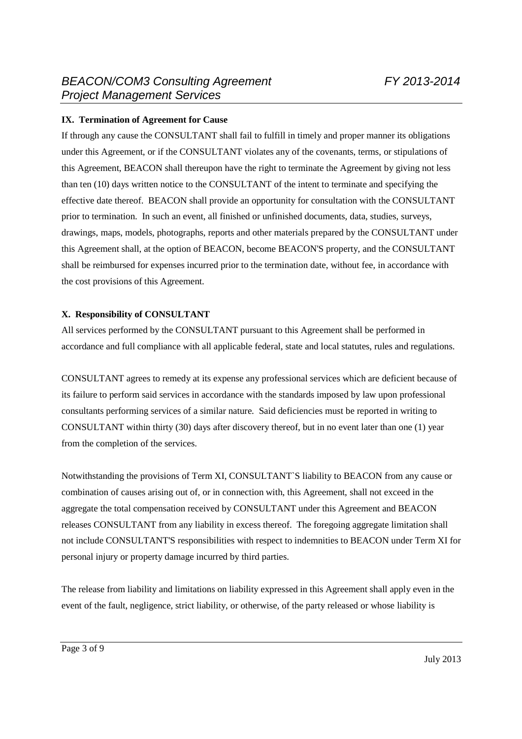**IX. Termination of Agreement for Cause**

If through any cause the CONSULTANT shall fail to fulfill in timely and proper manner its obligations under this Agreement, or if the CONSULTANT violates any of the covenants, terms, or stipulations of this Agreement, BEACON shall thereupon have the right to terminate the Agreement by giving not less than ten (10) days written notice to the CONSULTANT of the intent to terminate and specifying the effective date thereof. BEACON shall provide an opportunity for consultation with the CONSULTANT prior to termination. In such an event, all finished or unfinished documents, data, studies, surveys, drawings, maps, models, photographs, reports and other materials prepared by the CONSULTANT under this Agreement shall, at the option of BEACON, become BEACON'S property, and the CONSULTANT shall be reimbursed for expenses incurred prior to the termination date, without fee, in accordance with the cost provisions of this Agreement.

**X. Responsibility of CONSULTANT**

All services performed by the CONSULTANT pursuant to this Agreement shall be performed in accordance and full compliance with all applicable federal, state and local statutes, rules and regulations.

CONSULTANT agrees to remedy at its expense any professional services which are deficient because of its failure to perform said services in accordance with the standards imposed by law upon professional consultants performing services of a similar nature. Said deficiencies must be reported in writing to CONSULTANT within thirty (30) days after discovery thereof, but in no event later than one (1) year from the completion of the services.

Notwithstanding the provisions of Term XI, CONSULTANT`S liability to BEACON from any cause or combination of causes arising out of, or in connection with, this Agreement, shall not exceed in the aggregate the total compensation received by CONSULTANT under this Agreement and BEACON releases CONSULTANT from any liability in excess thereof. The foregoing aggregate limitation shall not include CONSULTANT'S responsibilities with respect to indemnities to BEACON under Term XI for personal injury or property damage incurred by third parties.

The release from liability and limitations on liability expressed in this Agreement shall apply even in the event of the fault, negligence, strict liability, or otherwise, of the party released or whose liability is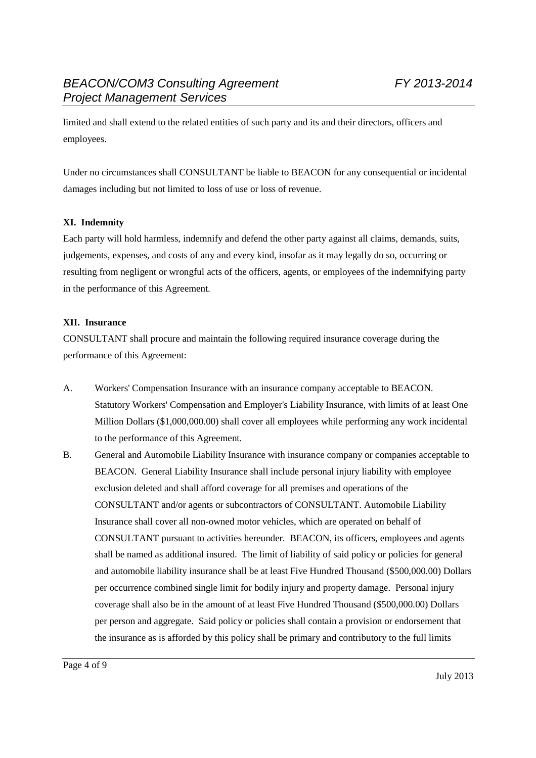limited and shall extend to the related entities of such party and its and their directors, officers and employees.

Under no circumstances shall CONSULTANT be liable to BEACON for any consequential or incidental damages including but not limited to loss of use or loss of revenue.

**XI. Indemnity**

Each party will hold harmless, indemnify and defend the other party against all claims, demands, suits, judgements, expenses, and costs of any and every kind, insofar as it may legally do so, occurring or resulting from negligent or wrongful acts of the officers, agents, or employees of the indemnifying party in the performance of this Agreement.

**XII. Insurance**

CONSULTANT shall procure and maintain the following required insurance coverage during the performance of this Agreement:

A. Workers' Compensation Insurance with an insurance company acceptable to BEACON. Statutory Workers' Compensation and Employer's Liability Insurance, with limits of at least One Million Dollars ($1,000,000.00) shall cover all employees while performing any work incidental to the performance of this Agreement.

B. General and Automobile Liability Insurance with insurance company or companies acceptable to BEACON. General Liability Insurance shall include personal injury liability with employee exclusion deleted and shall afford coverage for all premises and operations of the CONSULTANT and/or agents or subcontractors of CONSULTANT. Automobile Liability Insurance shall cover all non-owned motor vehicles, which are operated on behalf of CONSULTANT pursuant to activities hereunder. BEACON, its officers, employees and agents shall be named as additional insured. The limit of liability of said policy or policies for general and automobile liability insurance shall be at least Five Hundred Thousand ($500,000.00) Dollars per occurrence combined single limit for bodily injury and property damage. Personal injury coverage shall also be in the amount of at least Five Hundred Thousand ($500,000.00) Dollars per person and aggregate. Said policy or policies shall contain a provision or endorsement that the insurance as is afforded by this policy shall be primary and contributory to the full limits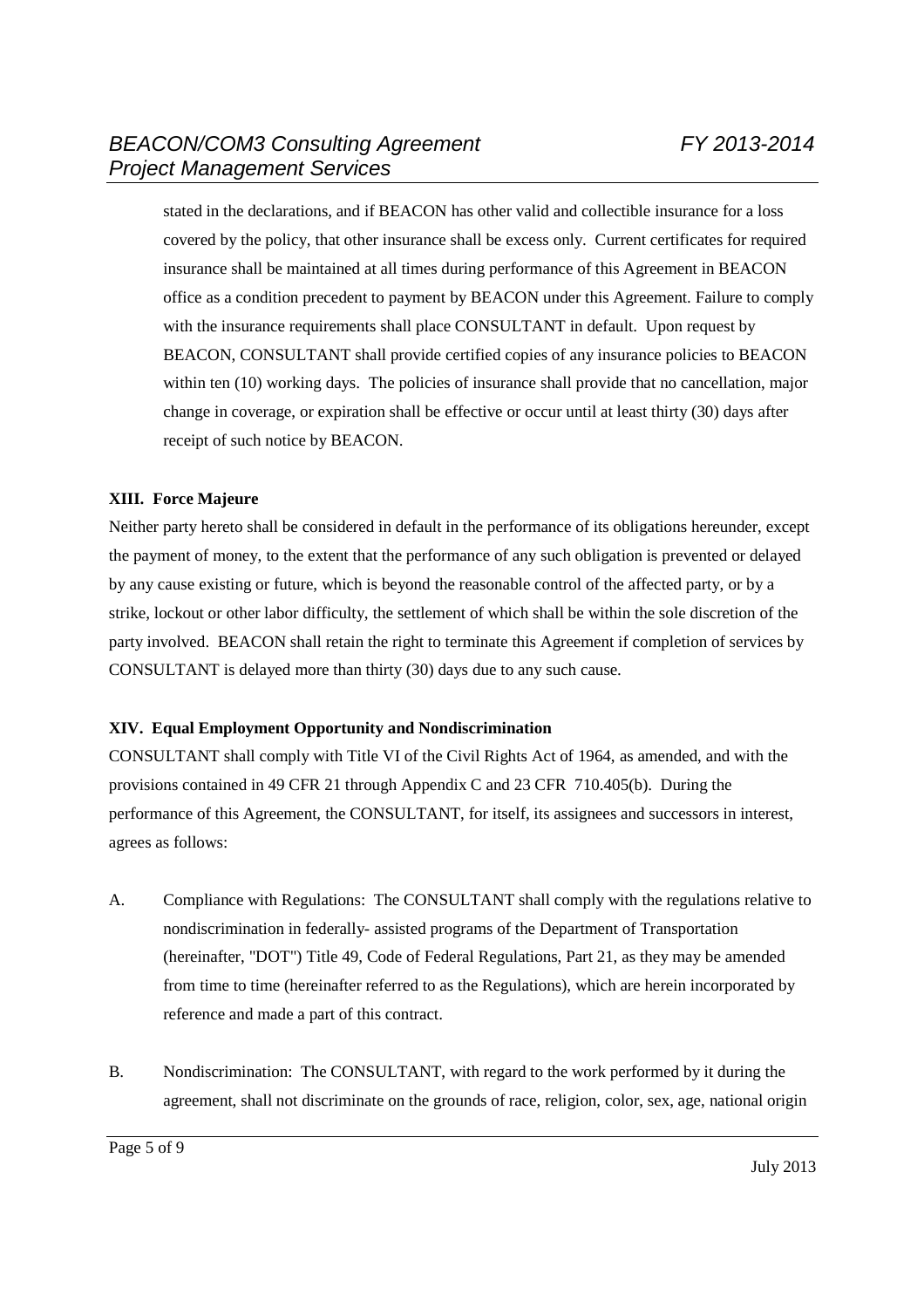stated in the declarations, and if BEACON has other valid and collectible insurance for a loss covered by the policy, that other insurance shall be excess only. Current certificates for required insurance shall be maintained at all times during performance of this Agreement in BEACON office as a condition precedent to payment by BEACON under this Agreement. Failure to comply with the insurance requirements shall place CONSULTANT in default. Upon request by BEACON, CONSULTANT shall provide certified copies of any insurance policies to BEACON within ten (10) working days. The policies of insurance shall provide that no cancellation, major change in coverage, or expiration shall be effective or occur until at least thirty (30) days after receipt of such notice by BEACON.

**XIII. Force Majeure**

Neither party hereto shall be considered in default in the performance of its obligations hereunder, except the payment of money, to the extent that the performance of any such obligation is prevented or delayed by any cause existing or future, which is beyond the reasonable control of the affected party, or by a strike, lockout or other labor difficulty, the settlement of which shall be within the sole discretion of the party involved. BEACON shall retain the right to terminate this Agreement if completion of services by CONSULTANT is delayed more than thirty (30) days due to any such cause.

**XIV. Equal Employment Opportunity and Nondiscrimination**

CONSULTANT shall comply with Title VI of the Civil Rights Act of 1964, as amended, and with the provisions contained in 49 CFR 21 through Appendix C and 23 CFR 710.405(b). During the performance of this Agreement, the CONSULTANT, for itself, its assignees and successors in interest, agrees as follows:

A. Compliance with Regulations: The CONSULTANT shall comply with the regulations relative to nondiscrimination in federally- assisted programs of the Department of Transportation (hereinafter, "DOT") Title 49, Code of Federal Regulations, Part 21, as they may be amended from time to time (hereinafter referred to as the Regulations), which are herein incorporated by reference and made a part of this contract.

B. Nondiscrimination: The CONSULTANT, with regard to the work performed by it during the agreement, shall not discriminate on the grounds of race, religion, color, sex, age, national origin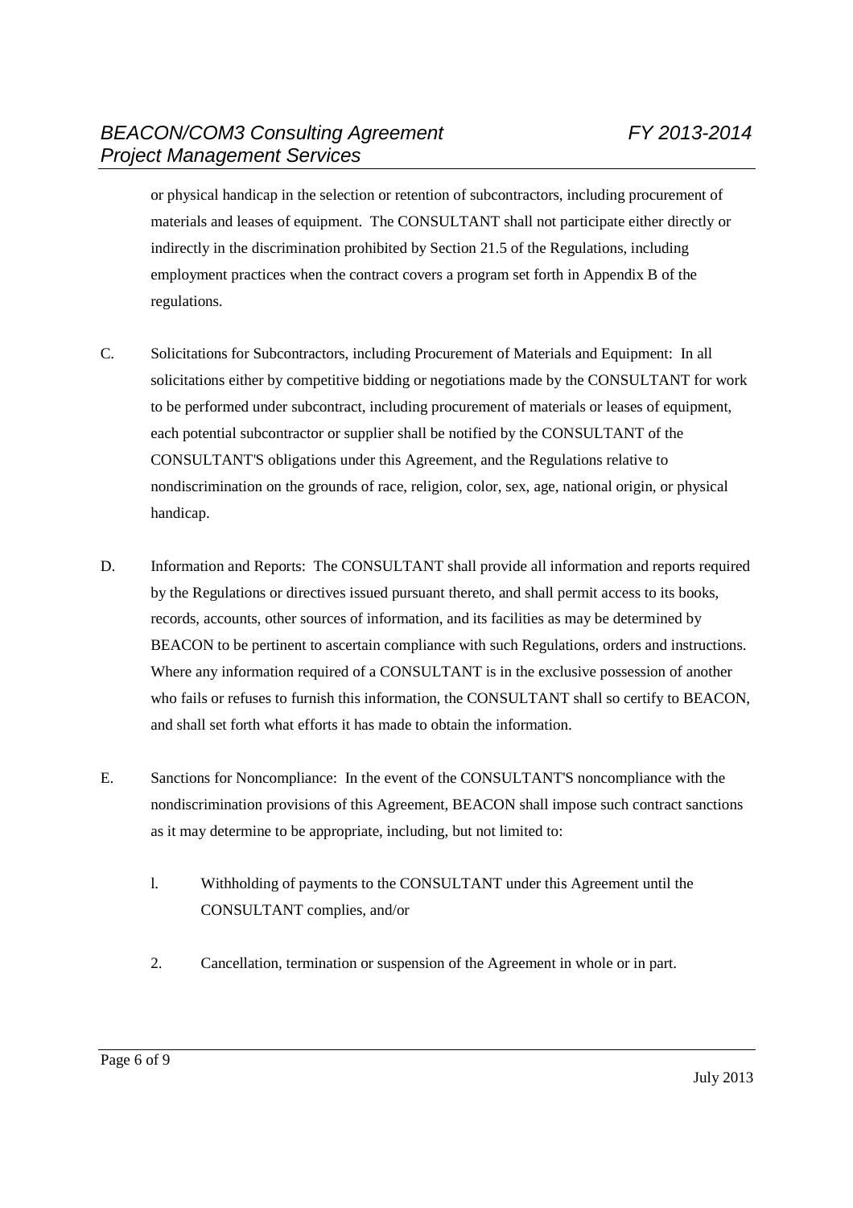or physical handicap in the selection or retention of subcontractors, including procurement of materials and leases of equipment. The CONSULTANT shall not participate either directly or indirectly in the discrimination prohibited by Section 21.5 of the Regulations, including employment practices when the contract covers a program set forth in Appendix B of the regulations.

C. Solicitations for Subcontractors, including Procurement of Materials and Equipment: In all solicitations either by competitive bidding or negotiations made by the CONSULTANT for work to be performed under subcontract, including procurement of materials or leases of equipment, each potential subcontractor or supplier shall be notified by the CONSULTANT of the CONSULTANT'S obligations under this Agreement, and the Regulations relative to nondiscrimination on the grounds of race, religion, color, sex, age, national origin, or physical handicap.

D. Information and Reports: The CONSULTANT shall provide all information and reports required by the Regulations or directives issued pursuant thereto, and shall permit access to its books, records, accounts, other sources of information, and its facilities as may be determined by BEACON to be pertinent to ascertain compliance with such Regulations, orders and instructions. Where any information required of a CONSULTANT is in the exclusive possession of another who fails or refuses to furnish this information, the CONSULTANT shall so certify to BEACON, and shall set forth what efforts it has made to obtain the information.

E. Sanctions for Noncompliance: In the event of the CONSULTANT'S noncompliance with the nondiscrimination provisions of this Agreement, BEACON shall impose such contract sanctions as it may determine to be appropriate, including, but not limited to:

   l. Withholding of payments to the CONSULTANT under this Agreement until the CONSULTANT complies, and/or

   2. Cancellation, termination or suspension of the Agreement in whole or in part.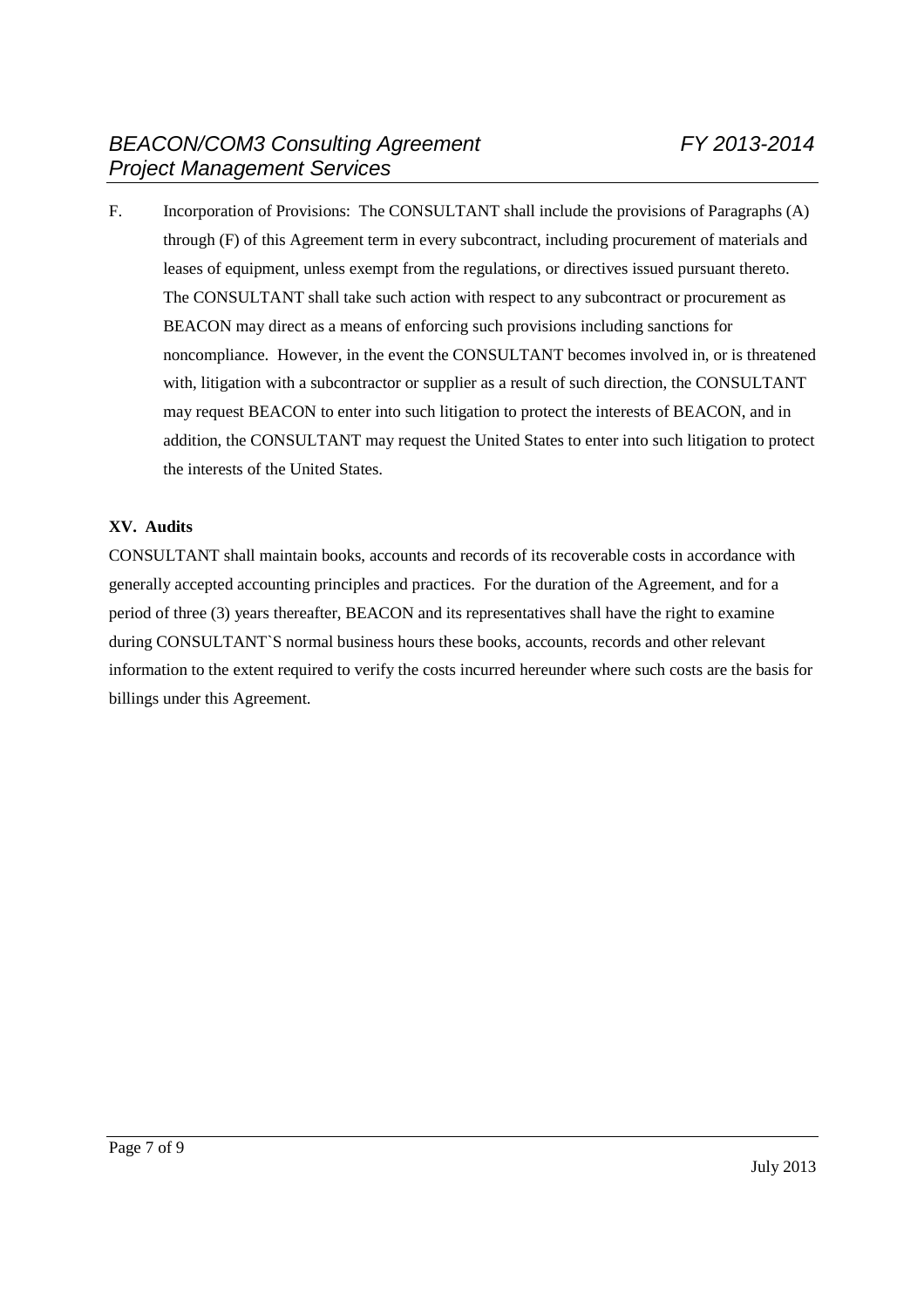F. Incorporation of Provisions: The CONSULTANT shall include the provisions of Paragraphs (A) through (F) of this Agreement term in every subcontract, including procurement of materials and leases of equipment, unless exempt from the regulations, or directives issued pursuant thereto. The CONSULTANT shall take such action with respect to any subcontract or procurement as BEACON may direct as a means of enforcing such provisions including sanctions for noncompliance. However, in the event the CONSULTANT becomes involved in, or is threatened with, litigation with a subcontractor or supplier as a result of such direction, the CONSULTANT may request BEACON to enter into such litigation to protect the interests of BEACON, and in addition, the CONSULTANT may request the United States to enter into such litigation to protect the interests of the United States.

**XV. Audits**

CONSULTANT shall maintain books, accounts and records of its recoverable costs in accordance with generally accepted accounting principles and practices. For the duration of the Agreement, and for a period of three (3) years thereafter, BEACON and its representatives shall have the right to examine during CONSULTANT`S normal business hours these books, accounts, records and other relevant information to the extent required to verify the costs incurred hereunder where such costs are the basis for billings under this Agreement.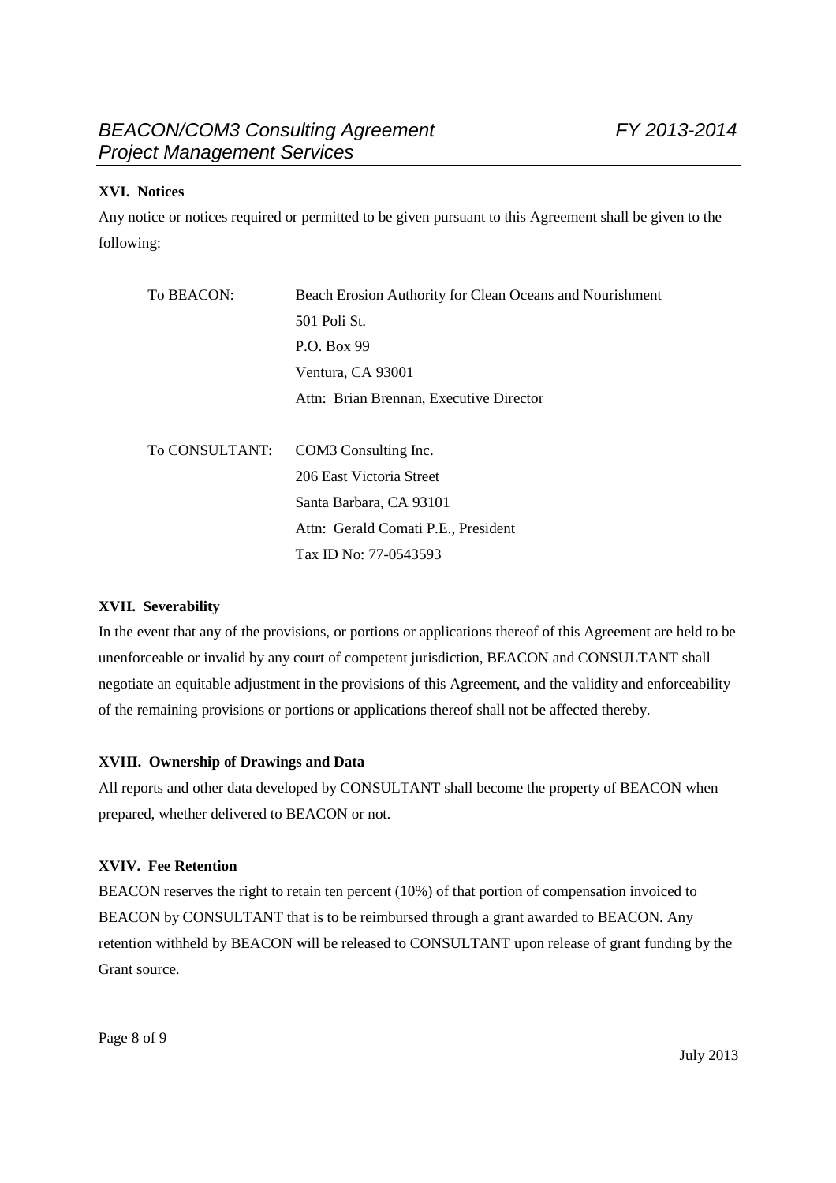### XVI. Notices

Any notice or notices required or permitted to be given pursuant to this Agreement shall be given to the following:

| | |
|---|---|
| To BEACON: | Beach Erosion Authority for Clean Oceans and Nourishment<br>501 Poli St.<br>P.O. Box 99<br>Ventura, CA 93001<br>Attn: Brian Brennan, Executive Director |
| To CONSULTANT: | COM3 Consulting Inc.<br>206 East Victoria Street<br>Santa Barbara, CA 93101<br>Attn: Gerald Comati P.E., President<br>Tax ID No: 77-0543593 |

### XVII. Severability

In the event that any of the provisions, or portions or applications thereof of this Agreement are held to be unenforceable or invalid by any court of competent jurisdiction, BEACON and CONSULTANT shall negotiate an equitable adjustment in the provisions of this Agreement, and the validity and enforceability of the remaining provisions or portions or applications thereof shall not be affected thereby.

### XVIII. Ownership of Drawings and Data

All reports and other data developed by CONSULTANT shall become the property of BEACON when prepared, whether delivered to BEACON or not.

### XVIV. Fee Retention

BEACON reserves the right to retain ten percent (10%) of that portion of compensation invoiced to BEACON by CONSULTANT that is to be reimbursed through a grant awarded to BEACON. Any retention withheld by BEACON will be released to CONSULTANT upon release of grant funding by the Grant source.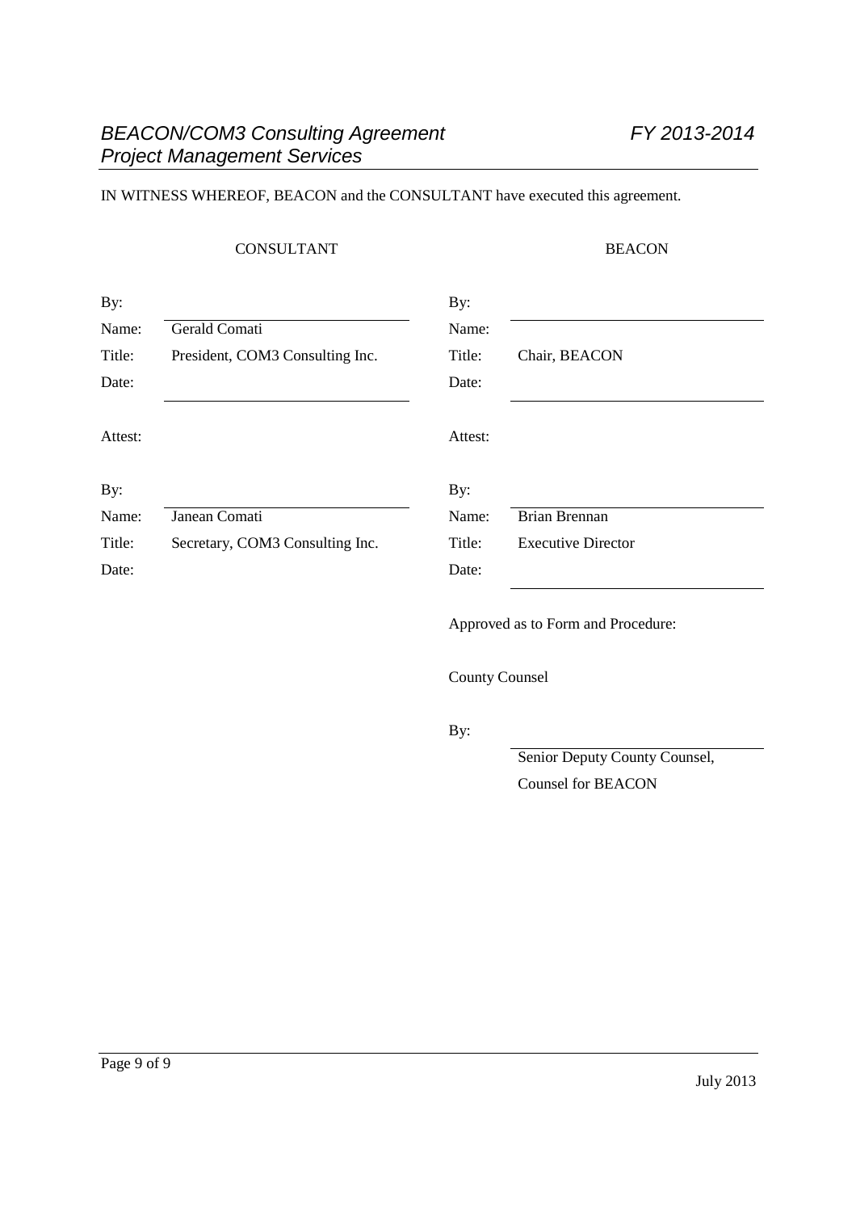IN WITNESS WHEREOF, BEACON and the CONSULTANT have executed this agreement.

| CONSULTANT | | BEACON | |
|---|---|---|---|
| By: | | By: | |
| Name: | Gerald Comati | Name: | |
| Title: | President, COM3 Consulting Inc. | Title: | Chair, BEACON |
| Date: | | Date: | |
| Attest: | | Attest: | |
| By: | | By: | |
| Name: | Janean Comati | Name: | Brian Brennan |
| Title: | Secretary, COM3 Consulting Inc. | Title: | Executive Director |
| Date: | | Date: | |

Approved as to Form and Procedure:

County Counsel

By:

Senior Deputy County Counsel,
Counsel for BEACON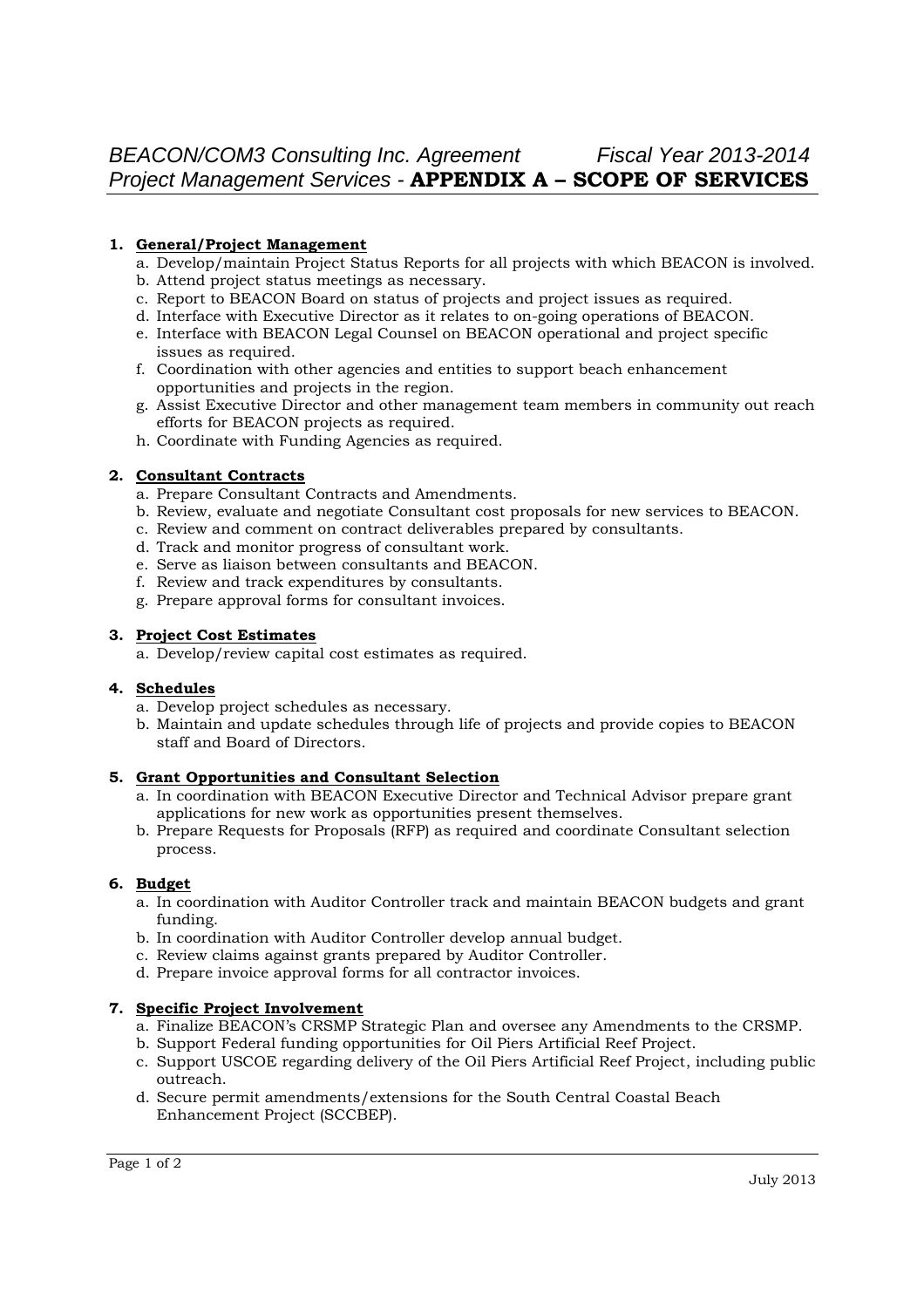# *BEACON/COM3 Consulting Inc. Agreement* *Fiscal Year 2013-2014*
## *Project Management Services* - **APPENDIX A – SCOPE OF SERVICES**

1. **General/Project Management**
   a. Develop/maintain Project Status Reports for all projects with which BEACON is involved.
   b. Attend project status meetings as necessary.
   c. Report to BEACON Board on status of projects and project issues as required.
   d. Interface with Executive Director as it relates to on-going operations of BEACON.
   e. Interface with BEACON Legal Counsel on BEACON operational and project specific issues as required.
   f. Coordination with other agencies and entities to support beach enhancement opportunities and projects in the region.
   g. Assist Executive Director and other management team members in community out reach efforts for BEACON projects as required.
   h. Coordinate with Funding Agencies as required.

2. **Consultant Contracts**
   a. Prepare Consultant Contracts and Amendments.
   b. Review, evaluate and negotiate Consultant cost proposals for new services to BEACON.
   c. Review and comment on contract deliverables prepared by consultants.
   d. Track and monitor progress of consultant work.
   e. Serve as liaison between consultants and BEACON.
   f. Review and track expenditures by consultants.
   g. Prepare approval forms for consultant invoices.

3. **Project Cost Estimates**
   a. Develop/review capital cost estimates as required.

4. **Schedules**
   a. Develop project schedules as necessary.
   b. Maintain and update schedules through life of projects and provide copies to BEACON staff and Board of Directors.

5. **Grant Opportunities and Consultant Selection**
   a. In coordination with BEACON Executive Director and Technical Advisor prepare grant applications for new work as opportunities present themselves.
   b. Prepare Requests for Proposals (RFP) as required and coordinate Consultant selection process.

6. **Budget**
   a. In coordination with Auditor Controller track and maintain BEACON budgets and grant funding.
   b. In coordination with Auditor Controller develop annual budget.
   c. Review claims against grants prepared by Auditor Controller.
   d. Prepare invoice approval forms for all contractor invoices.

7. **Specific Project Involvement**
   a. Finalize BEACON's CRSMP Strategic Plan and oversee any Amendments to the CRSMP.
   b. Support Federal funding opportunities for Oil Piers Artificial Reef Project.
   c. Support USCOE regarding delivery of the Oil Piers Artificial Reef Project, including public outreach.
   d. Secure permit amendments/extensions for the South Central Coastal Beach Enhancement Project (SCCBEP).

July 2013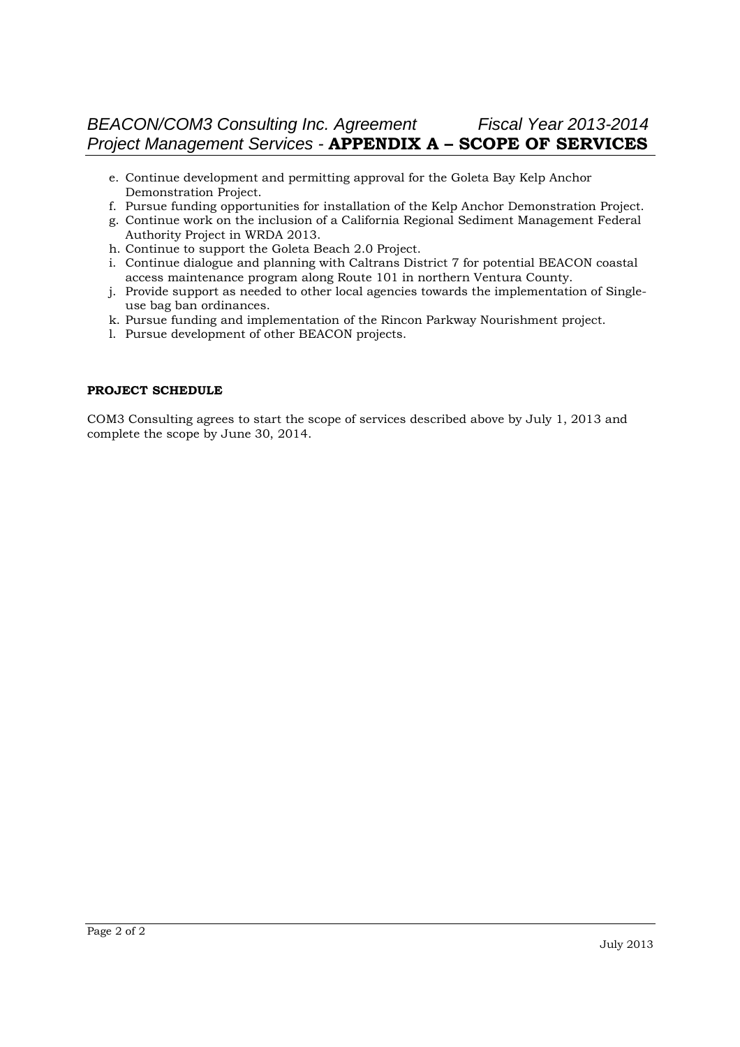e. Continue development and permitting approval for the Goleta Bay Kelp Anchor Demonstration Project.
f. Pursue funding opportunities for installation of the Kelp Anchor Demonstration Project.
g. Continue work on the inclusion of a California Regional Sediment Management Federal Authority Project in WRDA 2013.
h. Continue to support the Goleta Beach 2.0 Project.
i. Continue dialogue and planning with Caltrans District 7 for potential BEACON coastal access maintenance program along Route 101 in northern Ventura County.
j. Provide support as needed to other local agencies towards the implementation of Single-use bag ban ordinances.
k. Pursue funding and implementation of the Rincon Parkway Nourishment project.
l. Pursue development of other BEACON projects.

**PROJECT SCHEDULE**

COM3 Consulting agrees to start the scope of services described above by July 1, 2013 and complete the scope by June 30, 2014.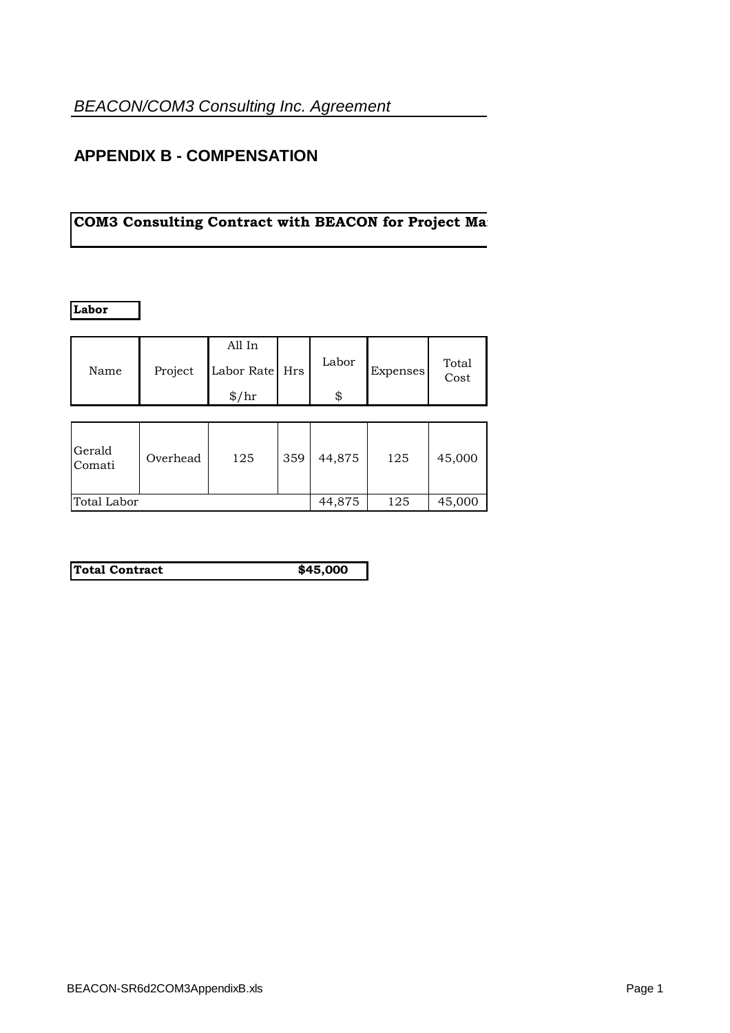*BEACON/COM3 Consulting Inc. Agreement*

## APPENDIX B - COMPENSATION

**COM3 Consulting Contract with BEACON for Project Ma**

**Labor**

| Name | Project | All In Labor Rate $/hr | Hrs | Labor $ | Expenses | Total Cost |
|---|---|---|---|---|---|---|
| Gerald Comati | Overhead | 125 | 359 | 44,875 | 125 | 45,000 |
| Total Labor | | | | 44,875 | 125 | 45,000 |

| **Total Contract** | **$45,000** |
|---|---|

BEACON-SR6d2COM3AppendixB.xls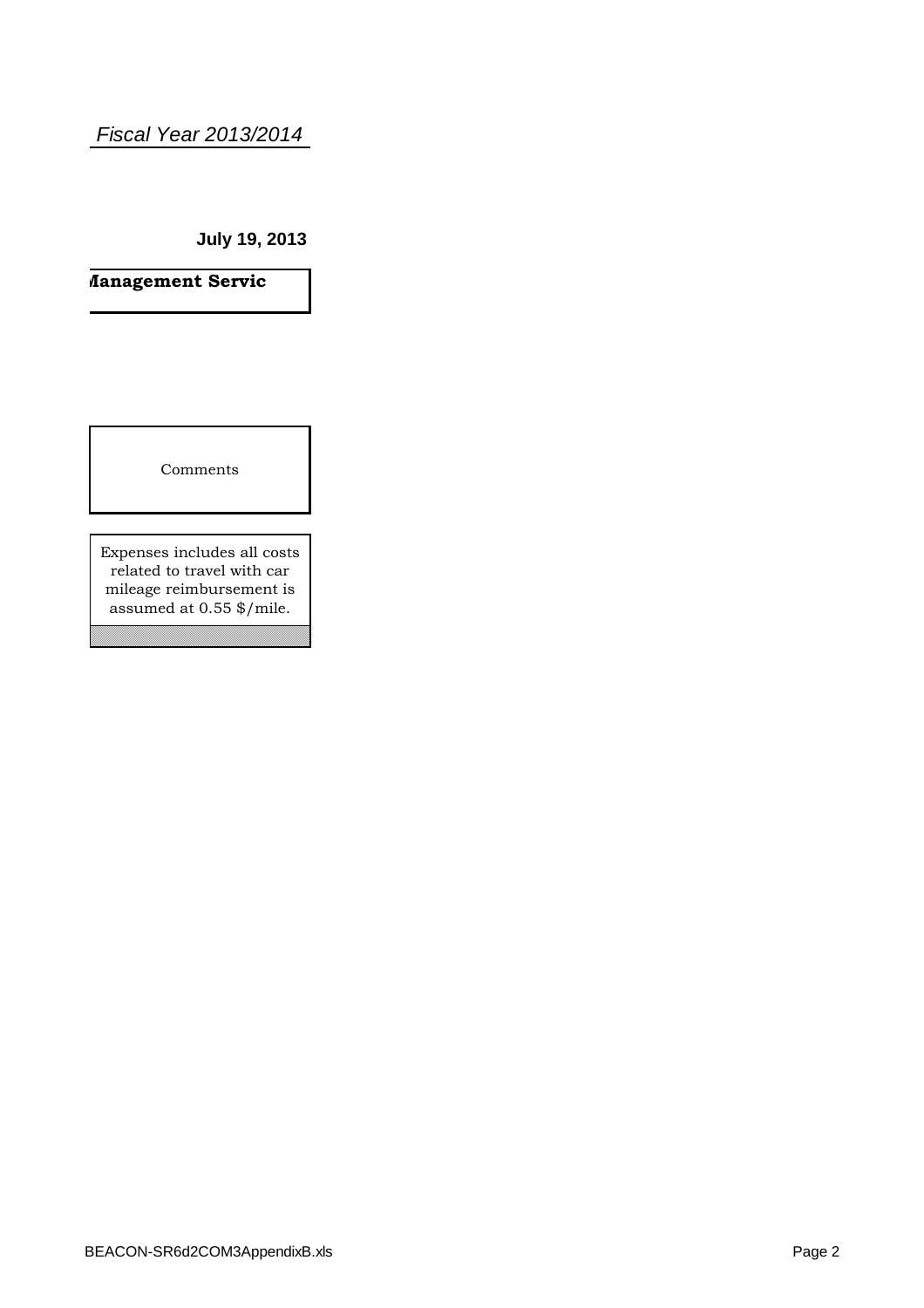*Fiscal Year 2013/2014*

**July 19, 2013**

| **Management Servic** |
|---|

| Comments |
|---|
| Expenses includes all costs related to travel with car mileage reimbursement is assumed at 0.55 $/mile. |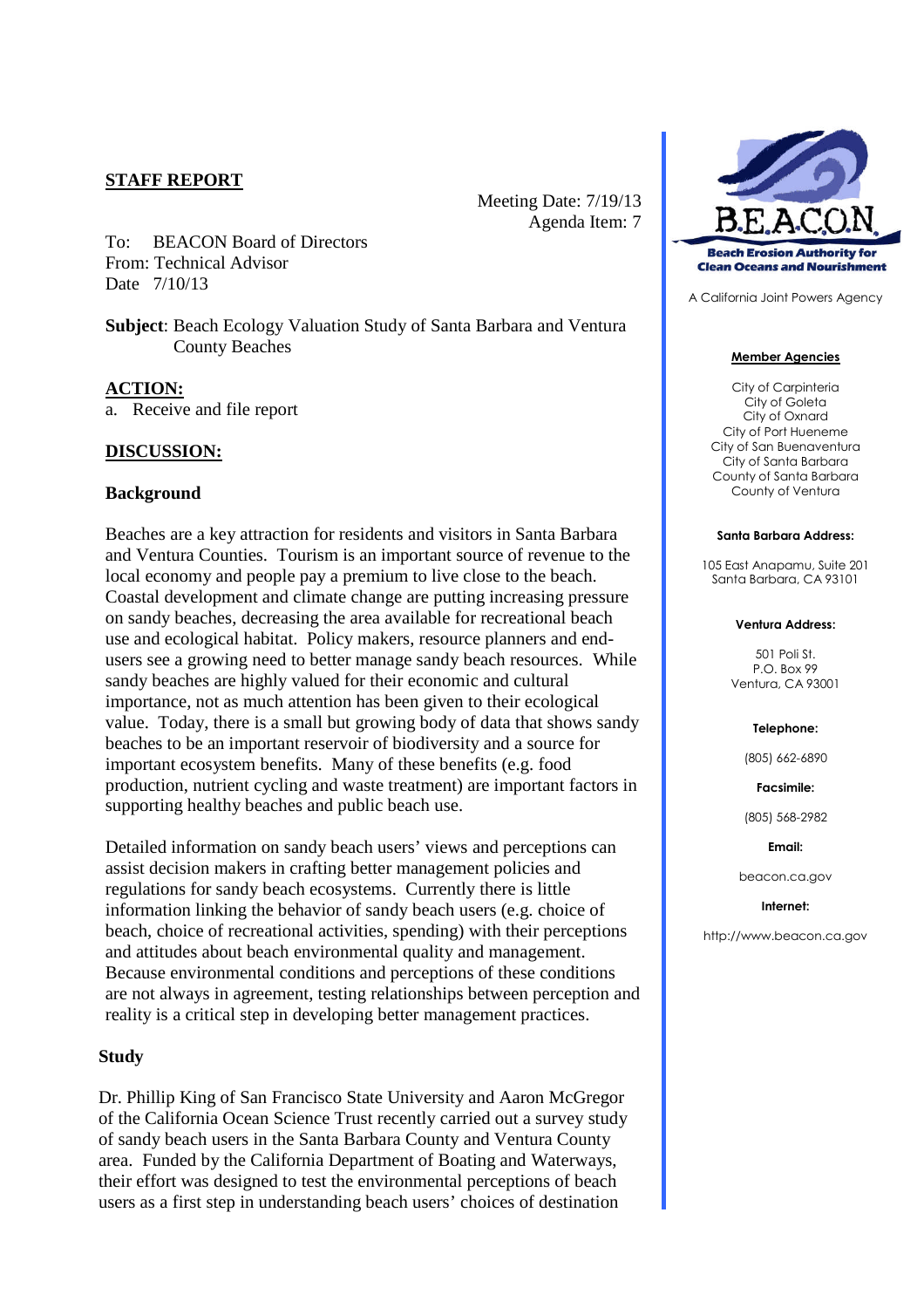**STAFF REPORT**

Meeting Date: 7/19/13
Agenda Item: 7

To: BEACON Board of Directors
From: Technical Advisor
Date 7/10/13

**Subject**: Beach Ecology Valuation Study of Santa Barbara and Ventura County Beaches

**ACTION:**

a. Receive and file report

**DISCUSSION:**

**Background**

Beaches are a key attraction for residents and visitors in Santa Barbara and Ventura Counties. Tourism is an important source of revenue to the local economy and people pay a premium to live close to the beach. Coastal development and climate change are putting increasing pressure on sandy beaches, decreasing the area available for recreational beach use and ecological habitat. Policy makers, resource planners and end-users see a growing need to better manage sandy beach resources. While sandy beaches are highly valued for their economic and cultural importance, not as much attention has been given to their ecological value. Today, there is a small but growing body of data that shows sandy beaches to be an important reservoir of biodiversity and a source for important ecosystem benefits. Many of these benefits (e.g. food production, nutrient cycling and waste treatment) are important factors in supporting healthy beaches and public beach use.

Detailed information on sandy beach users' views and perceptions can assist decision makers in crafting better management policies and regulations for sandy beach ecosystems. Currently there is little information linking the behavior of sandy beach users (e.g. choice of beach, choice of recreational activities, spending) with their perceptions and attitudes about beach environmental quality and management. Because environmental conditions and perceptions of these conditions are not always in agreement, testing relationships between perception and reality is a critical step in developing better management practices.

**Study**

Dr. Phillip King of San Francisco State University and Aaron McGregor of the California Ocean Science Trust recently carried out a survey study of sandy beach users in the Santa Barbara County and Ventura County area. Funded by the California Department of Boating and Waterways, their effort was designed to test the environmental perceptions of beach users as a first step in understanding beach users' choices of destination

B.E.A.C.O.N.
Beach Erosion Authority for Clean Oceans and Nourishment

A California Joint Powers Agency

**Member Agencies**

City of Carpinteria
City of Goleta
City of Oxnard
City of Port Hueneme
City of San Buenaventura
City of Santa Barbara
County of Santa Barbara
County of Ventura

**Santa Barbara Address:**

105 East Anapamu, Suite 201
Santa Barbara, CA 93101

**Ventura Address:**

501 Poli St.
P.O. Box 99
Ventura, CA 93001

**Telephone:**

(805) 662-6890

**Facsimile:**

(805) 568-2982

**Email:**

beacon.ca.gov

**Internet:**

http://www.beacon.ca.gov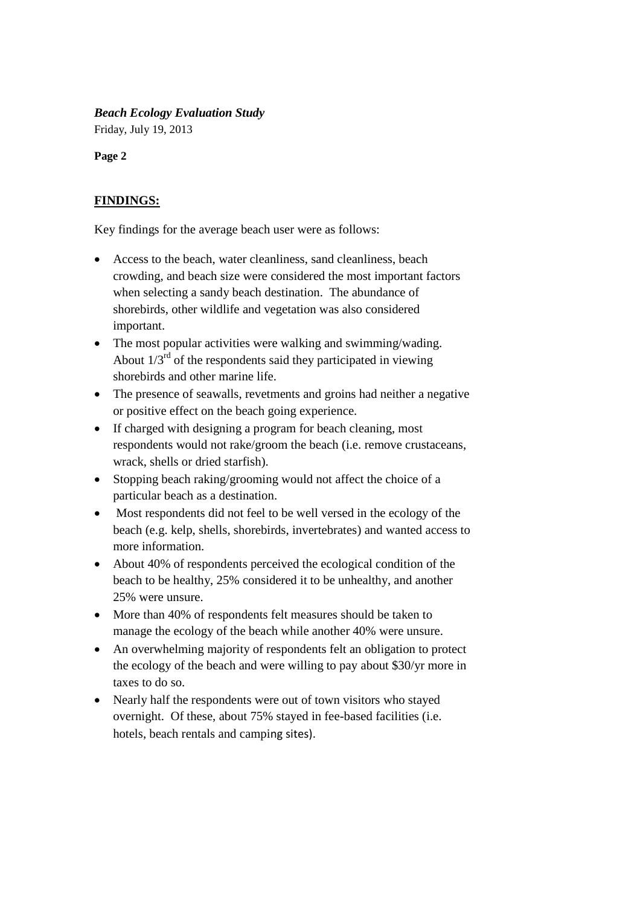***Beach Ecology Evaluation Study***
Friday, July 19, 2013

**Page 2**

**FINDINGS:**

Key findings for the average beach user were as follows:

- Access to the beach, water cleanliness, sand cleanliness, beach crowding, and beach size were considered the most important factors when selecting a sandy beach destination. The abundance of shorebirds, other wildlife and vegetation was also considered important.
- The most popular activities were walking and swimming/wading. About 1/3rd of the respondents said they participated in viewing shorebirds and other marine life.
- The presence of seawalls, revetments and groins had neither a negative or positive effect on the beach going experience.
- If charged with designing a program for beach cleaning, most respondents would not rake/groom the beach (i.e. remove crustaceans, wrack, shells or dried starfish).
- Stopping beach raking/grooming would not affect the choice of a particular beach as a destination.
- Most respondents did not feel to be well versed in the ecology of the beach (e.g. kelp, shells, shorebirds, invertebrates) and wanted access to more information.
- About 40% of respondents perceived the ecological condition of the beach to be healthy, 25% considered it to be unhealthy, and another 25% were unsure.
- More than 40% of respondents felt measures should be taken to manage the ecology of the beach while another 40% were unsure.
- An overwhelming majority of respondents felt an obligation to protect the ecology of the beach and were willing to pay about $30/yr more in taxes to do so.
- Nearly half the respondents were out of town visitors who stayed overnight. Of these, about 75% stayed in fee-based facilities (i.e. hotels, beach rentals and camping sites).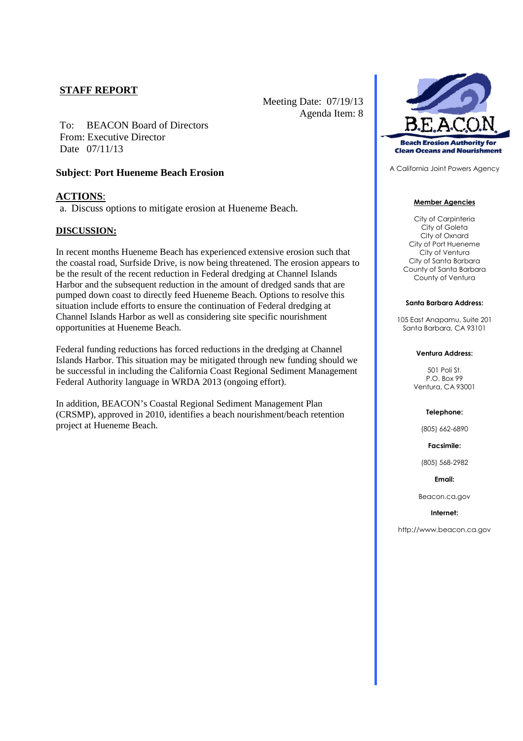**STAFF REPORT**

Meeting Date: 07/19/13
Agenda Item: 8

To: BEACON Board of Directors
From: Executive Director
Date 07/11/13

**Subject**: **Port Hueneme Beach Erosion**

**ACTIONS**:

a. Discuss options to mitigate erosion at Hueneme Beach.

**DISCUSSION:**

In recent months Hueneme Beach has experienced extensive erosion such that the coastal road, Surfside Drive, is now being threatened. The erosion appears to be the result of the recent reduction in Federal dredging at Channel Islands Harbor and the subsequent reduction in the amount of dredged sands that are pumped down coast to directly feed Hueneme Beach. Options to resolve this situation include efforts to ensure the continuation of Federal dredging at Channel Islands Harbor as well as considering site specific nourishment opportunities at Hueneme Beach.

Federal funding reductions has forced reductions in the dredging at Channel Islands Harbor. This situation may be mitigated through new funding should we be successful in including the California Coast Regional Sediment Management Federal Authority language in WRDA 2013 (ongoing effort).

In addition, BEACON's Coastal Regional Sediment Management Plan (CRSMP), approved in 2010, identifies a beach nourishment/beach retention project at Hueneme Beach.

BEACON
Beach Erosion Authority for Clean Oceans and Nourishment

A California Joint Powers Agency

**Member Agencies**

City of Carpinteria
City of Goleta
City of Oxnard
City of Port Hueneme
City of Ventura
City of Santa Barbara
County of Santa Barbara
County of Ventura

**Santa Barbara Address:**

105 East Anapamu, Suite 201
Santa Barbara, CA 93101

**Ventura Address:**

501 Poli St.
P.O. Box 99
Ventura, CA 93001

**Telephone:**

(805) 662-6890

**Facsimile:**

(805) 568-2982

**Email:**

Beacon.ca.gov

**Internet:**

http://www.beacon.ca.gov